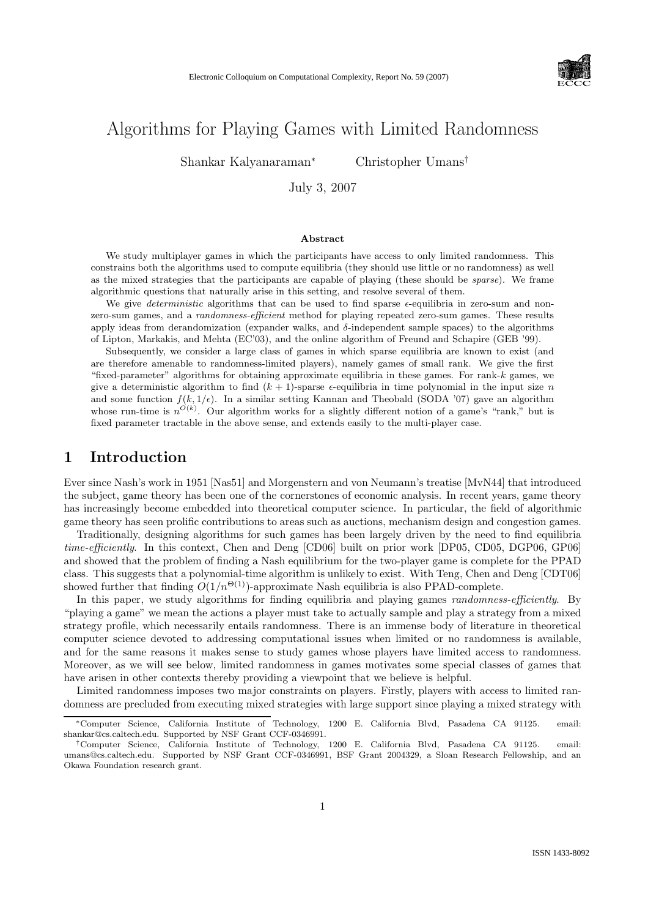# Algorithms for Playing Games with Limited Randomness

Shankar Kalyanaraman[*] Christopher Umans[†]

July 3, 2007

## Abstract

We study multiplayer games in which the participants have access to only limited randomness. This constrains both the algorithms used to compute equilibria (they should use little or no randomness) as well as the mixed strategies that the participants are capable of playing (these should be *sparse*). We frame algorithmic questions that naturally arise in this setting, and resolve several of them.

We give *deterministic* algorithms that can be used to find sparse $\epsilon$-equilibria in zero-sum and non-zero-sum games, and a *randomness-efficient* method for playing repeated zero-sum games. These results apply ideas from derandomization (expander walks, and $\delta$-independent sample spaces) to the algorithms of Lipton, Markakis, and Mehta (EC'03), and the online algorithm of Freund and Schapire (GEB '99).

Subsequently, we consider a large class of games in which sparse equilibria are known to exist (and are therefore amenable to randomness-limited players), namely games of small rank. We give the first "fixed-parameter" algorithms for obtaining approximate equilibria in these games. For rank-$k$ games, we give a deterministic algorithm to find $(k+1)$-sparse $\epsilon$-equilibria in time polynomial in the input size $n$ and some function $f(k, 1/\epsilon)$. In a similar setting Kannan and Theobald (SODA '07) gave an algorithm whose run-time is $n^{O(k)}$. Our algorithm works for a slightly different notion of a game's "rank," but is fixed parameter tractable in the above sense, and extends easily to the multi-player case.

## 1 Introduction

Ever since Nash's work in 1951 [Nas51] and Morgenstern and von Neumann's treatise [MvN44] that introduced the subject, game theory has been one of the cornerstones of economic analysis. In recent years, game theory has increasingly become embedded into theoretical computer science. In particular, the field of algorithmic game theory has seen prolific contributions to areas such as auctions, mechanism design and congestion games.

Traditionally, designing algorithms for such games has been largely driven by the need to find equilibria *time-efficiently*. In this context, Chen and Deng [CD06] built on prior work [DP05, CD05, DGP06, GP06] and showed that the problem of finding a Nash equilibrium for the two-player game is complete for the PPAD class. This suggests that a polynomial-time algorithm is unlikely to exist. With Teng, Chen and Deng [CDT06] showed further that finding $O(1/n^{\Theta(1)})$-approximate Nash equilibria is also PPAD-complete.

In this paper, we study algorithms for finding equilibria and playing games *randomness-efficiently*. By "playing a game" we mean the actions a player must take to actually sample and play a strategy from a mixed strategy profile, which necessarily entails randomness. There is an immense body of literature in theoretical computer science devoted to addressing computational issues when limited or no randomness is available, and for the same reasons it makes sense to study games whose players have limited access to randomness. Moreover, as we will see below, limited randomness in games motivates some special classes of games that have arisen in other contexts thereby providing a viewpoint that we believe is helpful.

Limited randomness imposes two major constraints on players. Firstly, players with access to limited randomness are precluded from executing mixed strategies with large support since playing a mixed strategy with

---

[*] Computer Science, California Institute of Technology, 1200 E. California Blvd, Pasadena CA 91125. email: shankar@cs.caltech.edu. Supported by NSF Grant CCF-0346991.

[†] Computer Science, California Institute of Technology, 1200 E. California Blvd, Pasadena CA 91125. email: umans@cs.caltech.edu. Supported by NSF Grant CCF-0346991, BSF Grant 2004329, a Sloan Research Fellowship, and an Okawa Foundation research grant.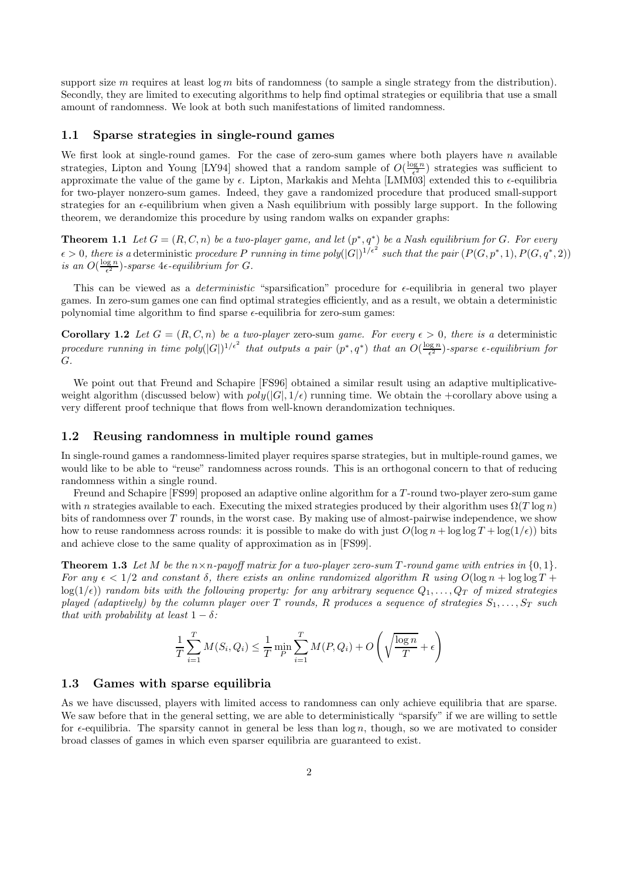support size $m$ requires at least $\log m$ bits of randomness (to sample a single strategy from the distribution). Secondly, they are limited to executing algorithms to help find optimal strategies or equilibria that use a small amount of randomness. We look at both such manifestations of limited randomness.

### 1.1 Sparse strategies in single-round games

We first look at single-round games. For the case of zero-sum games where both players have $n$ available strategies, Lipton and Young [LY94] showed that a random sample of $O(\frac{\log n}{\epsilon^2})$ strategies was sufficient to approximate the value of the game by $\epsilon$. Lipton, Markakis and Mehta [LMM03] extended this to $\epsilon$-equilibria for two-player nonzero-sum games. Indeed, they gave a randomized procedure that produced small-support strategies for an $\epsilon$-equilibrium when given a Nash equilibrium with possibly large support. In the following theorem, we derandomize this procedure by using random walks on expander graphs:

**Theorem 1.1** *Let $G = (R, C, n)$ be a two-player game, and let $(p^*, q^*)$ be a Nash equilibrium for $G$. For every $\epsilon > 0$, there is a* deterministic *procedure $P$ running in time $poly(|G|)^{1/\epsilon^2}$ such that the pair $(P(G, p^*, 1), P(G, q^*, 2))$ is an $O(\frac{\log n}{\epsilon^2})$-sparse $4\epsilon$-equilibrium for $G$.*

This can be viewed as a *deterministic* "sparsification" procedure for $\epsilon$-equilibria in general two player games. In zero-sum games one can find optimal strategies efficiently, and as a result, we obtain a deterministic polynomial time algorithm to find sparse $\epsilon$-equilibria for zero-sum games:

**Corollary 1.2** *Let $G = (R, C, n)$ be a two-player* zero-sum *game. For every $\epsilon > 0$, there is a* deterministic *procedure running in time $poly(|G|)^{1/\epsilon^2}$ that outputs a pair $(p^*, q^*)$ that an $O(\frac{\log n}{\epsilon^2})$-sparse $\epsilon$-equilibrium for $G$.*

We point out that Freund and Schapire [FS96] obtained a similar result using an adaptive multiplicative-weight algorithm (discussed below) with $poly(|G|, 1/\epsilon)$ running time. We obtain the +corollary above using a very different proof technique that flows from well-known derandomization techniques.

### 1.2 Reusing randomness in multiple round games

In single-round games a randomness-limited player requires sparse strategies, but in multiple-round games, we would like to be able to "reuse" randomness across rounds. This is an orthogonal concern to that of reducing randomness within a single round.

Freund and Schapire [FS99] proposed an adaptive online algorithm for a $T$-round two-player zero-sum game with $n$ strategies available to each. Executing the mixed strategies produced by their algorithm uses $\Omega(T \log n)$ bits of randomness over $T$ rounds, in the worst case. By making use of almost-pairwise independence, we show how to reuse randomness across rounds: it is possible to make do with just $O(\log n + \log\log T + \log(1/\epsilon))$ bits and achieve close to the same quality of approximation as in [FS99].

**Theorem 1.3** *Let $M$ be the $n \times n$-payoff matrix for a two-player zero-sum $T$-round game with entries in $\{0, 1\}$. For any $\epsilon < 1/2$ and constant $\delta$, there exists an online randomized algorithm $R$ using $O(\log n + \log\log T + \log(1/\epsilon))$ random bits with the following property: for any arbitrary sequence $Q_1, \ldots, Q_T$ of mixed strategies played (adaptively) by the column player over $T$ rounds, $R$ produces a sequence of strategies $S_1, \ldots, S_T$ such that with probability at least $1 - \delta$:*

$$\frac{1}{T}\sum_{i=1}^{T} M(S_i, Q_i) \le \frac{1}{T}\min_P \sum_{i=1}^{T} M(P, Q_i) + O\left(\sqrt{\frac{\log n}{T}} + \epsilon\right)$$

### 1.3 Games with sparse equilibria

As we have discussed, players with limited access to randomness can only achieve equilibria that are sparse. We saw before that in the general setting, we are able to deterministically "sparsify" if we are willing to settle for $\epsilon$-equilibria. The sparsity cannot in general be less than $\log n$, though, so we are motivated to consider broad classes of games in which even sparser equilibria are guaranteed to exist.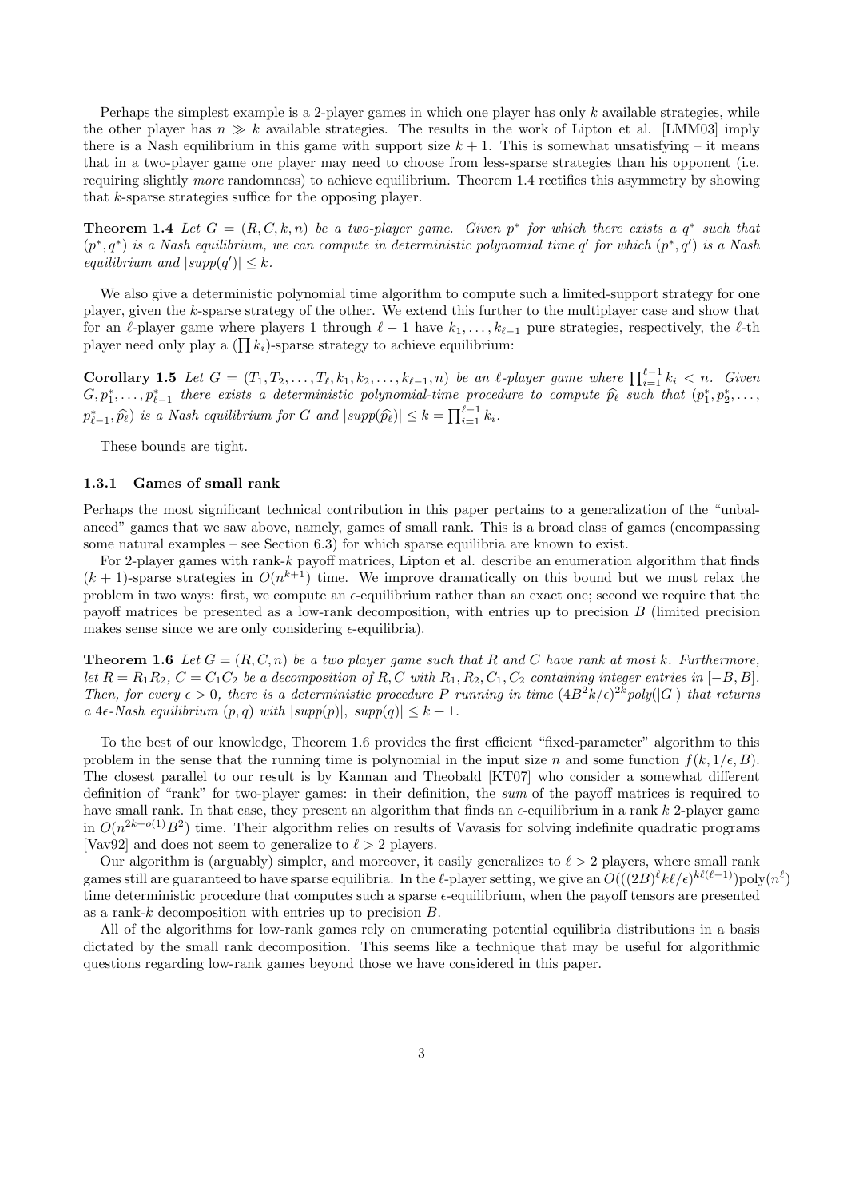Perhaps the simplest example is a 2-player games in which one player has only $k$ available strategies, while the other player has $n \gg k$ available strategies. The results in the work of Lipton et al. [LMM03] imply there is a Nash equilibrium in this game with support size $k+1$. This is somewhat unsatisfying – it means that in a two-player game one player may need to choose from less-sparse strategies than his opponent (i.e. requiring slightly *more* randomness) to achieve equilibrium. Theorem 1.4 rectifies this asymmetry by showing that $k$-sparse strategies suffice for the opposing player.

**Theorem 1.4** *Let $G = (R, C, k, n)$ be a two-player game. Given $p^*$ for which there exists a $q^*$ such that $(p^*, q^*)$ is a Nash equilibrium, we can compute in deterministic polynomial time $q'$ for which $(p^*, q')$ is a Nash equilibrium and $|supp(q')| \leq k$.*

We also give a deterministic polynomial time algorithm to compute such a limited-support strategy for one player, given the $k$-sparse strategy of the other. We extend this further to the multiplayer case and show that for an $\ell$-player game where players 1 through $\ell - 1$ have $k_1, \ldots, k_{\ell-1}$ pure strategies, respectively, the $\ell$-th player need only play a $(\prod k_i)$-sparse strategy to achieve equilibrium:

**Corollary 1.5** *Let $G = (T_1, T_2, \ldots, T_\ell, k_1, k_2, \ldots, k_{\ell-1}, n)$ be an $\ell$-player game where $\prod_{i=1}^{\ell-1} k_i < n$. Given $G, p_1^*, \ldots, p_{\ell-1}^*$ there exists a deterministic polynomial-time procedure to compute $\widehat{p}_\ell$ such that $(p_1^*, p_2^*, \ldots, p_{\ell-1}^*, \widehat{p}_\ell)$ is a Nash equilibrium for $G$ and $|supp(\widehat{p}_\ell)| \leq k = \prod_{i=1}^{\ell-1} k_i$.*

These bounds are tight.

### 1.3.1 Games of small rank

Perhaps the most significant technical contribution in this paper pertains to a generalization of the "unbalanced" games that we saw above, namely, games of small rank. This is a broad class of games (encompassing some natural examples – see Section 6.3) for which sparse equilibria are known to exist.

For 2-player games with rank-$k$ payoff matrices, Lipton et al. describe an enumeration algorithm that finds $(k+1)$-sparse strategies in $O(n^{k+1})$ time. We improve dramatically on this bound but we must relax the problem in two ways: first, we compute an $\epsilon$-equilibrium rather than an exact one; second we require that the payoff matrices be presented as a low-rank decomposition, with entries up to precision $B$ (limited precision makes sense since we are only considering $\epsilon$-equilibria).

**Theorem 1.6** *Let $G = (R, C, n)$ be a two player game such that $R$ and $C$ have rank at most $k$. Furthermore, let $R = R_1 R_2$, $C = C_1 C_2$ be a decomposition of $R, C$ with $R_1, R_2, C_1, C_2$ containing integer entries in $[-B, B]$. Then, for every $\epsilon > 0$, there is a deterministic procedure $P$ running in time $(4B^2 k/\epsilon)^{2k} poly(|G|)$ that returns a $4\epsilon$-Nash equilibrium $(p, q)$ with $|supp(p)|, |supp(q)| \leq k+1$.*

To the best of our knowledge, Theorem 1.6 provides the first efficient "fixed-parameter" algorithm to this problem in the sense that the running time is polynomial in the input size $n$ and some function $f(k, 1/\epsilon, B)$. The closest parallel to our result is by Kannan and Theobald [KT07] who consider a somewhat different definition of "rank" for two-player games: in their definition, the *sum* of the payoff matrices is required to have small rank. In that case, they present an algorithm that finds an $\epsilon$-equilibrium in a rank $k$ 2-player game in $O(n^{2k+o(1)} B^2)$ time. Their algorithm relies on results of Vavasis for solving indefinite quadratic programs [Vav92] and does not seem to generalize to $\ell > 2$ players.

Our algorithm is (arguably) simpler, and moreover, it easily generalizes to $\ell > 2$ players, where small rank games still are guaranteed to have sparse equilibria. In the $\ell$-player setting, we give an $O(((2B)^\ell k\ell/\epsilon)^{k\ell(\ell-1)})\text{poly}(n^\ell)$ time deterministic procedure that computes such a sparse $\epsilon$-equilibrium, when the payoff tensors are presented as a rank-$k$ decomposition with entries up to precision $B$.

All of the algorithms for low-rank games rely on enumerating potential equilibria distributions in a basis dictated by the small rank decomposition. This seems like a technique that may be useful for algorithmic questions regarding low-rank games beyond those we have considered in this paper.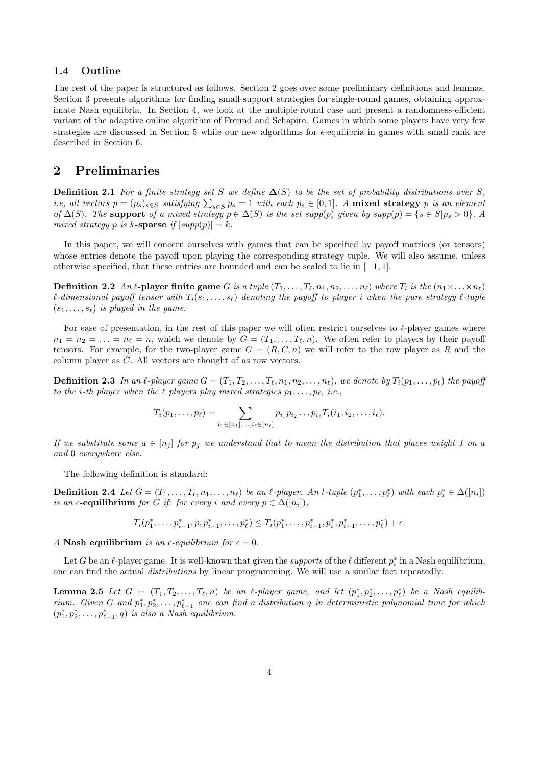### 1.4 Outline

The rest of the paper is structured as follows. Section 2 goes over some preliminary definitions and lemmas. Section 3 presents algorithms for finding small-support strategies for single-round games, obtaining approximate Nash equilibria. In Section 4, we look at the multiple-round case and present a randomness-efficient variant of the adaptive online algorithm of Freund and Schapire. Games in which some players have very few strategies are discussed in Section 5 while our new algorithms for $\epsilon$-equilibria in games with small rank are described in Section 6.

## 2 Preliminaries

**Definition 2.1** *For a finite strategy set $S$ we define $\mathbf{\Delta}(S)$ to be the set of probability distributions over $S$, i.e, all vectors $p = (p_s)_{s \in S}$ satisfying $\sum_{s \in S} p_s = 1$ with each $p_s \in [0, 1]$. A* **mixed strategy** *$p$ is an element of $\Delta(S)$. The* **support** *of a mixed strategy $p \in \Delta(S)$ is the set $supp(p)$ given by $supp(p) = \{s \in S | p_s > 0\}$. A mixed strategy $p$ is $k$-***sparse** *if $|supp(p)| = k$.*

In this paper, we will concern ourselves with games that can be specified by payoff matrices (or tensors) whose entries denote the payoff upon playing the corresponding strategy tuple. We will also assume, unless otherwise specified, that these entries are bounded and can be scaled to lie in $[-1, 1]$.

**Definition 2.2** *An $\ell$-***player finite game** *$G$ is a tuple $(T_1, \ldots, T_\ell, n_1, n_2, \ldots, n_\ell)$ where $T_i$ is the $(n_1 \times \ldots \times n_\ell)$ $\ell$-dimensional payoff tensor with $T_i(s_1, \ldots, s_\ell)$ denoting the payoff to player $i$ when the pure strategy $\ell$-tuple $(s_1, \ldots, s_\ell)$ is played in the game.*

For ease of presentation, in the rest of this paper we will often restrict ourselves to $\ell$-player games where $n_1 = n_2 = \ldots = n_\ell = n$, which we denote by $G = (T_1, \ldots, T_\ell, n)$. We often refer to players by their payoff tensors. For example, for the two-player game $G = (R, C, n)$ we will refer to the row player as $R$ and the column player as $C$. All vectors are thought of as row vectors.

**Definition 2.3** *In an $\ell$-player game $G = (T_1, T_2, \ldots, T_\ell, n_1, n_2, \ldots, n_\ell)$, we denote by $T_i(p_1, \ldots, p_\ell)$ the payoff to the $i$-th player when the $\ell$ players play mixed strategies $p_1, \ldots, p_\ell$, i.e.,*

$$T_i(p_1, \ldots, p_\ell) = \sum_{i_1 \in [n_1], \ldots, i_\ell \in [n_\ell]} p_{i_1} p_{i_2} \ldots p_{i_\ell} T_i(i_1, i_2, \ldots, i_\ell).$$

*If we substitute some $a \in [n_j]$ for $p_j$ we understand that to mean the distribution that places weight 1 on $a$ and 0 everywhere else.*

The following definition is standard:

**Definition 2.4** *Let $G = (T_1, \ldots, T_\ell, n_1, \ldots, n_\ell)$ be an $\ell$-player. An $l$-tuple $(p_1^*, \ldots, p_\ell^*)$ with each $p_i^* \in \Delta([n_i])$ is an* **$\epsilon$-equilibrium** *for $G$ if: for every $i$ and every $p \in \Delta([n_i])$,*

$$T_i(p_1^*, \ldots, p_{i-1}^*, p, p_{i+1}^*, \ldots, p_\ell^*) \leq T_i(p_1^*, \ldots, p_{i-1}^*, p_i^*, p_{i+1}^*, \ldots, p_\ell^*) + \epsilon.$$

*A* **Nash equilibrium** *is an $\epsilon$-equilibrium for $\epsilon = 0$.*

Let $G$ be an $\ell$-player game. It is well-known that given the *supports* of the $\ell$ different $p_i^*$ in a Nash equilibrium, one can find the actual *distributions* by linear programming. We will use a similar fact repeatedly:

**Lemma 2.5** *Let $G = (T_1, T_2, \ldots, T_\ell, n)$ be an $\ell$-player game, and let $(p_1^*, p_2^*, \ldots, p_\ell^*)$ be a Nash equilibrium. Given $G$ and $p_1^*, p_2^*, \ldots, p_{\ell-1}^*$ one can find a distribution $q$ in deterministic polynomial time for which $(p_1^*, p_2^*, \ldots, p_{\ell-1}^*, q)$ is also a Nash equilibrium.*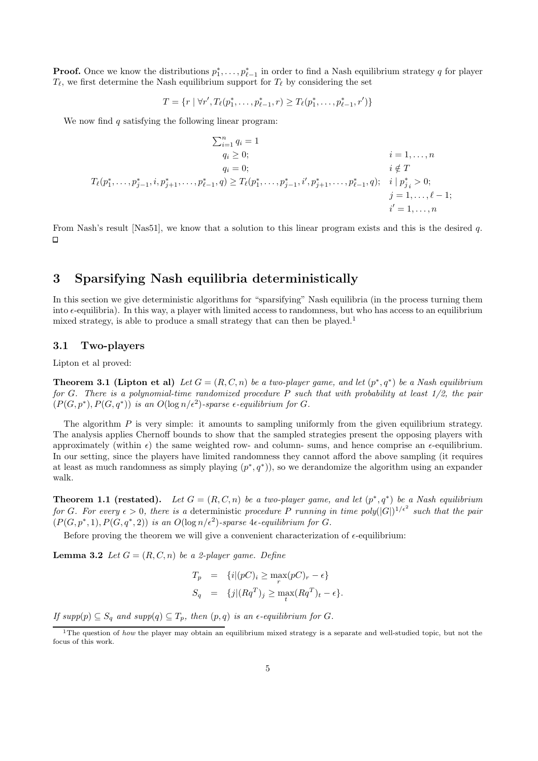**Proof.** Once we know the distributions $p_1^*, \ldots, p_{\ell-1}^*$ in order to find a Nash equilibrium strategy $q$ for player $T_\ell$, we first determine the Nash equilibrium support for $T_\ell$ by considering the set

$$T = \{r \mid \forall r', T_\ell(p_1^*, \ldots, p_{\ell-1}^*, r) \geq T_\ell(p_1^*, \ldots, p_{\ell-1}^*, r')\}$$

We now find $q$ satisfying the following linear program:

$$
\begin{array}{rl}
\sum_{i=1}^n q_i = 1 & \\
q_i \geq 0; & i = 1, \ldots, n \\
q_i = 0; & i \notin T \\
T_\ell(p_1^*, \ldots, p_{j-1}^*, i, p_{j+1}^*, \ldots, p_{\ell-1}^*, q) \geq T_\ell(p_1^*, \ldots, p_{j-1}^*, i', p_{j+1}^*, \ldots, p_{\ell-1}^*, q); & i \mid p_{j\,i}^* > 0; \\
& j = 1, \ldots, \ell - 1; \\
& i' = 1, \ldots, n
\end{array}
$$

From Nash's result [Nas51], we know that a solution to this linear program exists and this is the desired $q$. $\square$

## 3 Sparsifying Nash equilibria deterministically

In this section we give deterministic algorithms for "sparsifying" Nash equilibria (in the process turning them into $\epsilon$-equilibria). In this way, a player with limited access to randomness, but who has access to an equilibrium mixed strategy, is able to produce a small strategy that can then be played.[1]

### 3.1 Two-players

Lipton et al proved:

**Theorem 3.1 (Lipton et al)** *Let $G = (R, C, n)$ be a two-player game, and let $(p^*, q^*)$ be a Nash equilibrium for $G$. There is a polynomial-time randomized procedure $P$ such that with probability at least 1/2, the pair $(P(G, p^*), P(G, q^*))$ is an $O(\log n/\epsilon^2)$-sparse $\epsilon$-equilibrium for $G$.*

The algorithm $P$ is very simple: it amounts to sampling uniformly from the given equilibrium strategy. The analysis applies Chernoff bounds to show that the sampled strategies present the opposing players with approximately (within $\epsilon$) the same weighted row- and column- sums, and hence comprise an $\epsilon$-equilibrium. In our setting, since the players have limited randomness they cannot afford the above sampling (it requires at least as much randomness as simply playing $(p^*, q^*)$), so we derandomize the algorithm using an expander walk.

**Theorem 1.1 (restated).** *Let $G = (R, C, n)$ be a two-player game, and let $(p^*, q^*)$ be a Nash equilibrium for $G$. For every $\epsilon > 0$, there is a* deterministic *procedure $P$ running in time $poly(|G|)^{1/\epsilon^2}$ such that the pair $(P(G, p^*, 1), P(G, q^*, 2))$ is an $O(\log n/\epsilon^2)$-sparse $4\epsilon$-equilibrium for $G$.*

Before proving the theorem we will give a convenient characterization of $\epsilon$-equilibrium:

**Lemma 3.2** *Let $G = (R, C, n)$ be a 2-player game. Define*

$$
\begin{aligned}
T_p &= \{i | (pC)_i \geq \max_r (pC)_r - \epsilon\} \\
S_q &= \{j | (Rq^T)_j \geq \max_t (Rq^T)_t - \epsilon\}.
\end{aligned}
$$

*If $supp(p) \subseteq S_q$ and $supp(q) \subseteq T_p$, then $(p, q)$ is an $\epsilon$-equilibrium for $G$.*

[1] The question of *how* the player may obtain an equilibrium mixed strategy is a separate and well-studied topic, but not the focus of this work.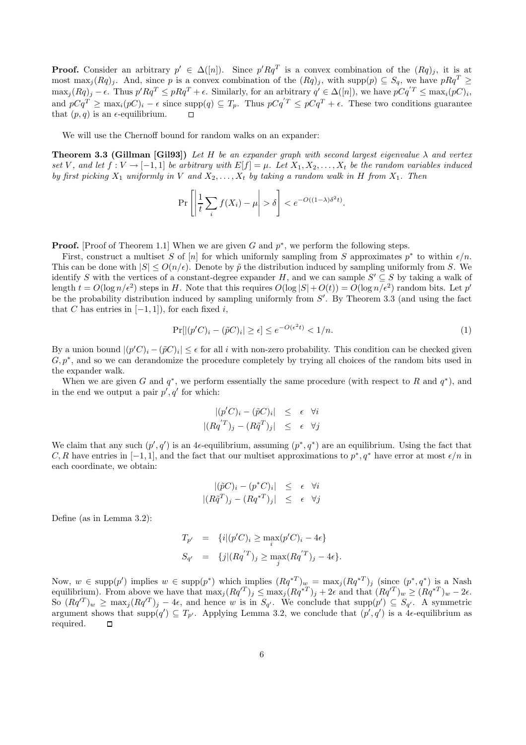**Proof.** Consider an arbitrary $p' \in \Delta([n])$. Since $p'Rq^T$ is a convex combination of the $(Rq)_j$, it is at most $\max_j(Rq)_j$. And, since $p$ is a convex combination of the $(Rq)_j$, with $\mathrm{supp}(p) \subseteq S_q$, we have $pRq^T \geq \max_j(Rq)_j - \epsilon$. Thus $p'Rq^T \leq pRq^T + \epsilon$. Similarly, for an arbitrary $q' \in \Delta([n])$, we have $pCq'^T \leq \max_i(pC)_i$, and $pCq^T \geq \max_i(pC)_i - \epsilon$ since $\mathrm{supp}(q) \subseteq T_p$. Thus $pCq'^T \leq pCq^T + \epsilon$. These two conditions guarantee that $(p, q)$ is an $\epsilon$-equilibrium. $\square$

We will use the Chernoff bound for random walks on an expander:

**Theorem 3.3 (Gillman [Gil93])** *Let $H$ be an expander graph with second largest eigenvalue $\lambda$ and vertex set $V$, and let $f : V \to [-1, 1]$ be arbitrary with $E[f] = \mu$. Let $X_1, X_2, \ldots, X_t$ be the random variables induced by first picking $X_1$ uniformly in $V$ and $X_2, \ldots, X_t$ by taking a random walk in $H$ from $X_1$. Then*

$$\Pr\left[\left|\frac{1}{t}\sum_i f(X_i) - \mu\right| > \delta\right] < e^{-O((1-\lambda)\delta^2 t)}.$$

**Proof.** [Proof of Theorem 1.1] When we are given $G$ and $p^*$, we perform the following steps.

First, construct a multiset $S$ of $[n]$ for which uniformly sampling from $S$ approximates $p^*$ to within $\epsilon/n$. This can be done with $|S| \leq O(n/\epsilon)$. Denote by $\tilde{p}$ the distribution induced by sampling uniformly from $S$. We identify $S$ with the vertices of a constant-degree expander $H$, and we can sample $S' \subseteq S$ by taking a walk of length $t = O(\log n/\epsilon^2)$ steps in $H$. Note that this requires $O(\log |S| + O(t)) = O(\log n/\epsilon^2)$ random bits. Let $p'$ be the probability distribution induced by sampling uniformly from $S'$. By Theorem 3.3 (and using the fact that $C$ has entries in $[-1, 1]$), for each fixed $i$,

$$\Pr[|(p'C)_i - (\tilde{p}C)_i| \geq \epsilon] \leq e^{-O(\epsilon^2 t)} < 1/n. \tag{1}$$

By a union bound $|(p'C)_i - (\tilde{p}C)_i| \leq \epsilon$ for all $i$ with non-zero probability. This condition can be checked given $G, p^*$, and so we can derandomize the procedure completely by trying all choices of the random bits used in the expander walk.

When we are given $G$ and $q^*$, we perform essentially the same procedure (with respect to $R$ and $q^*$), and in the end we output a pair $p', q'$ for which:

$$\begin{aligned} |(p'C)_i - (\tilde{p}C)_i| &\leq \epsilon \quad \forall i \\ |(Rq'^T)_j - (R\tilde{q}^T)_j| &\leq \epsilon \quad \forall j \end{aligned}$$

We claim that any such $(p', q')$ is an $4\epsilon$-equilibrium, assuming $(p^*, q^*)$ are an equilibrium. Using the fact that $C, R$ have entries in $[-1, 1]$, and the fact that our multiset approximations to $p^*, q^*$ have error at most $\epsilon/n$ in each coordinate, we obtain:

$$\begin{aligned} |(\tilde{p}C)_i - (p^*C)_i| &\leq \epsilon \quad \forall i \\ |(R\tilde{q}^T)_j - (Rq^{*T})_j| &\leq \epsilon \quad \forall j \end{aligned}$$

Define (as in Lemma 3.2):

$$\begin{aligned} T_{p'} &= \{i | (p'C)_i \geq \max_i (p'C)_i - 4\epsilon\} \\ S_{q'} &= \{j | (Rq'^T)_j \geq \max_j (Rq'^T)_j - 4\epsilon\}. \end{aligned}$$

Now, $w \in \mathrm{supp}(p')$ implies $w \in \mathrm{supp}(p^*)$ which implies $(Rq^{*T})_w = \max_j(Rq^{*T})_j$ (since $(p^*, q^*)$ is a Nash equilibrium). From above we have that $\max_j(Rq'^T)_j \leq \max_j(Rq^{*T})_j + 2\epsilon$ and that $(Rq'^T)_w \geq (Rq^{*T})_w - 2\epsilon$. So $(Rq'^T)_w \geq \max_j(Rq'^T)_j - 4\epsilon$, and hence $w$ is in $S_{q'}$. We conclude that $\mathrm{supp}(p') \subseteq S_{q'}$. A symmetric argument shows that $\mathrm{supp}(q') \subseteq T_{p'}$. Applying Lemma 3.2, we conclude that $(p', q')$ is a $4\epsilon$-equilibrium as required. $\square$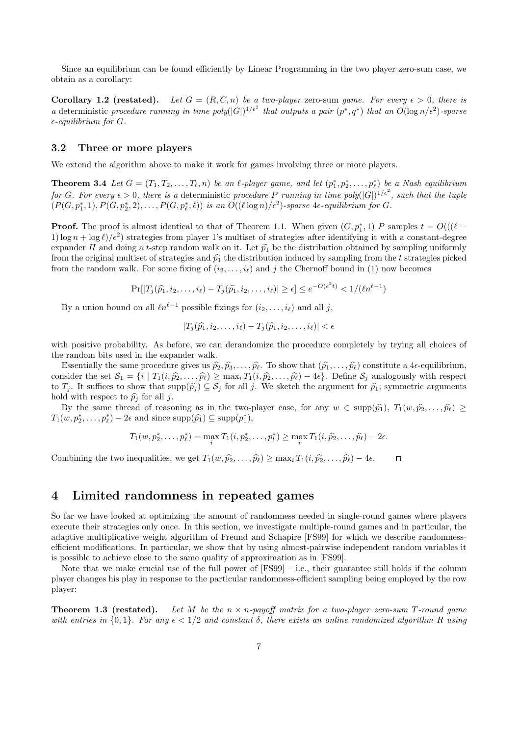Since an equilibrium can be found efficiently by Linear Programming in the two player zero-sum case, we obtain as a corollary:

**Corollary 1.2 (restated).** *Let $G = (R, C, n)$ be a two-player* zero-sum *game. For every $\epsilon > 0$, there is a* deterministic *procedure running in time $poly(|G|)^{1/\epsilon^2}$ that outputs a pair $(p^*, q^*)$ that an $O(\log n/\epsilon^2)$-sparse $\epsilon$-equilibrium for $G$.*

### 3.2 Three or more players

We extend the algorithm above to make it work for games involving three or more players.

**Theorem 3.4** *Let $G = (T_1, T_2, \ldots, T_\ell, n)$ be an $\ell$-player game, and let $(p_1^*, p_2^*, \ldots, p_\ell^*)$ be a Nash equilibrium for $G$. For every $\epsilon > 0$, there is a* deterministic *procedure $P$ running in time $poly(|G|)^{1/\epsilon^2}$, such that the tuple $(P(G, p_1^*, 1), P(G, p_2^*, 2), \ldots, P(G, p_\ell^*, \ell))$ is an $O((\ell \log n)/\epsilon^2)$-sparse $4\epsilon$-equilibrium for $G$.*

**Proof.** The proof is almost identical to that of Theorem 1.1. When given $(G, p_1^*, 1)$ $P$ samples $t = O(((\ell - 1)\log n + \log \ell)/\epsilon^2)$ strategies from player 1's multiset of strategies after identifying it with a constant-degree expander $H$ and doing a $t$-step random walk on it. Let $\widetilde{p_1}$ be the distribution obtained by sampling uniformly from the original multiset of strategies and $\widehat{p_1}$ the distribution induced by sampling from the $t$ strategies picked from the random walk. For some fixing of $(i_2, \ldots, i_\ell)$ and $j$ the Chernoff bound in (1) now becomes

$$\Pr[|T_j(\widehat{p_1}, i_2, \ldots, i_\ell) - T_j(\widetilde{p_1}, i_2, \ldots, i_\ell)| \geq \epsilon] \leq e^{-O(\epsilon^2 t)} < 1/(\ell n^{\ell-1})$$

By a union bound on all $\ell n^{\ell-1}$ possible fixings for $(i_2, \ldots, i_\ell)$ and all $j$,

$$|T_j(\widehat{p_1}, i_2, \ldots, i_\ell) - T_j(\widetilde{p_1}, i_2, \ldots, i_\ell)| < \epsilon$$

with positive probability. As before, we can derandomize the procedure completely by trying all choices of the random bits used in the expander walk.

Essentially the same procedure gives us $\widehat{p_2}, \widehat{p_3}, \ldots, \widehat{p_\ell}$. To show that $(\widehat{p_1}, \ldots, \widehat{p_\ell})$ constitute a $4\epsilon$-equilibrium, consider the set $\mathcal{S}_1 = \{i \mid T_1(i, \widehat{p_2}, \ldots, \widehat{p_\ell}) \geq \max_i T_1(i, \widehat{p_2}, \ldots, \widehat{p_\ell}) - 4\epsilon\}$. Define $\mathcal{S}_j$ analogously with respect to $T_j$. It suffices to show that $\text{supp}(\widehat{p_j}) \subseteq \mathcal{S}_j$ for all $j$. We sketch the argument for $\widehat{p_1}$; symmetric arguments hold with respect to $\widehat{p_j}$ for all $j$.

By the same thread of reasoning as in the two-player case, for any $w \in \text{supp}(\widehat{p_1})$, $T_1(w, \widehat{p_2}, \ldots, \widehat{p_\ell}) \geq T_1(w, p_2^*, \ldots, p_\ell^*) - 2\epsilon$ and since $\text{supp}(\widehat{p_1}) \subseteq \text{supp}(p_1^*)$,

$$T_1(w, p_2^*, \ldots, p_\ell^*) = \max_i T_1(i, p_2^*, \ldots, p_l^*) \geq \max_i T_1(i, \widehat{p_2}, \ldots, \widehat{p_\ell}) - 2\epsilon.$$

Combining the two inequalities, we get $T_1(w, \widehat{p_2}, \ldots, \widehat{p_\ell}) \geq \max_i T_1(i, \widehat{p_2}, \ldots, \widehat{p_\ell}) - 4\epsilon$. $\square$

## 4 Limited randomness in repeated games

So far we have looked at optimizing the amount of randomness needed in single-round games where players execute their strategies only once. In this section, we investigate multiple-round games and in particular, the adaptive multiplicative weight algorithm of Freund and Schapire [FS99] for which we describe randomness-efficient modifications. In particular, we show that by using almost-pairwise independent random variables it is possible to achieve close to the same quality of approximation as in [FS99].

Note that we make crucial use of the full power of [FS99] – i.e., their guarantee still holds if the column player changes his play in response to the particular randomness-efficient sampling being employed by the row player:

**Theorem 1.3 (restated).** *Let $M$ be the $n \times n$-payoff matrix for a two-player zero-sum $T$-round game with entries in $\{0, 1\}$. For any $\epsilon < 1/2$ and constant $\delta$, there exists an online randomized algorithm $R$ using*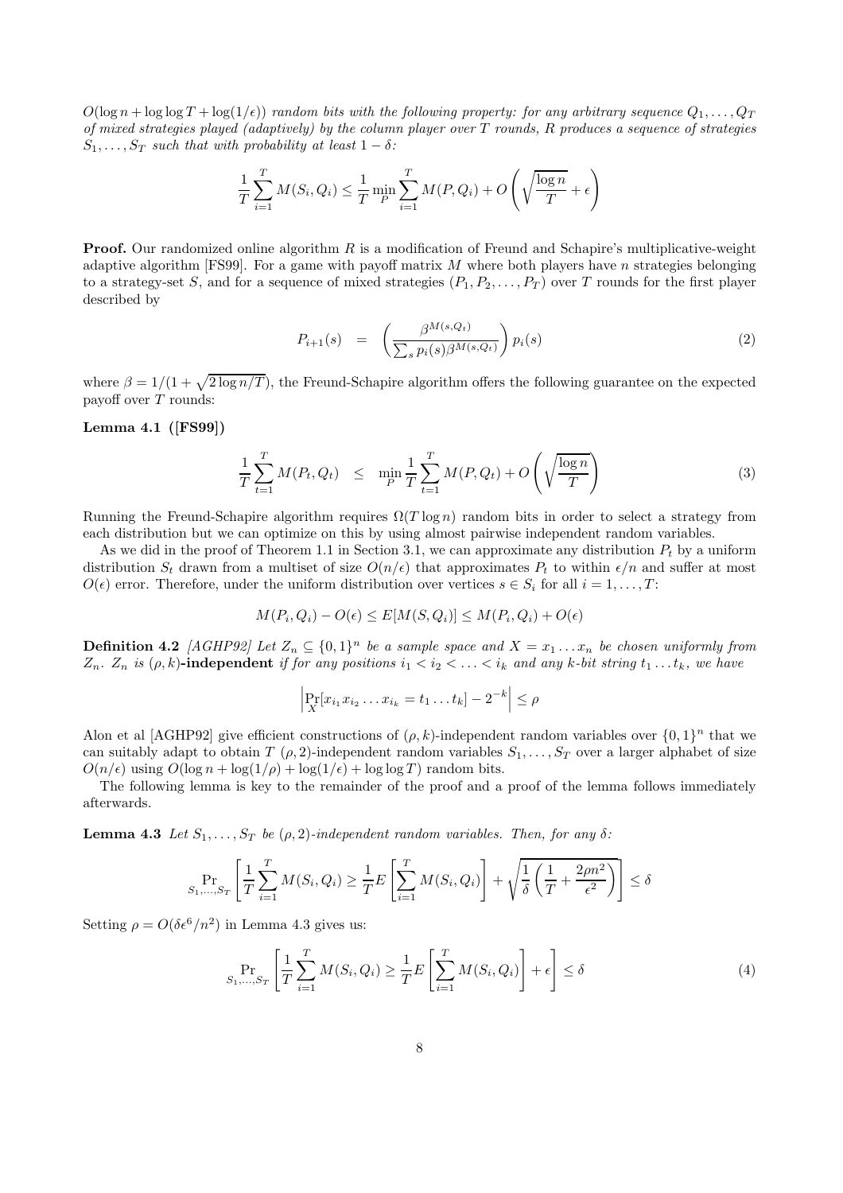$O(\log n + \log\log T + \log(1/\epsilon))$ *random bits with the following property: for any arbitrary sequence* $Q_1, \ldots, Q_T$ *of mixed strategies played (adaptively) by the column player over* $T$ *rounds,* $R$ *produces a sequence of strategies* $S_1, \ldots, S_T$ *such that with probability at least* $1 - \delta$*:*

$$\frac{1}{T}\sum_{i=1}^{T} M(S_i, Q_i) \leq \frac{1}{T}\min_P \sum_{i=1}^{T} M(P, Q_i) + O\left(\sqrt{\frac{\log n}{T}} + \epsilon\right)$$

**Proof.** Our randomized online algorithm $R$ is a modification of Freund and Schapire's multiplicative-weight adaptive algorithm [FS99]. For a game with payoff matrix $M$ where both players have $n$ strategies belonging to a strategy-set $S$, and for a sequence of mixed strategies $(P_1, P_2, \ldots, P_T)$ over $T$ rounds for the first player described by

$$P_{i+1}(s) \quad = \quad \left(\frac{\beta^{M(s,Q_t)}}{\sum_s p_i(s)\beta^{M(s,Q_t)}}\right) p_i(s) \tag{2}$$

where $\beta = 1/(1 + \sqrt{2\log n/T})$, the Freund-Schapire algorithm offers the following guarantee on the expected payoff over $T$ rounds:

**Lemma 4.1 ([FS99])**

$$\frac{1}{T}\sum_{t=1}^{T} M(P_t, Q_t) \quad \leq \quad \min_P \frac{1}{T}\sum_{t=1}^{T} M(P, Q_t) + O\left(\sqrt{\frac{\log n}{T}}\right) \tag{3}$$

Running the Freund-Schapire algorithm requires $\Omega(T\log n)$ random bits in order to select a strategy from each distribution but we can optimize on this by using almost pairwise independent random variables.

As we did in the proof of Theorem 1.1 in Section 3.1, we can approximate any distribution $P_t$ by a uniform distribution $S_t$ drawn from a multiset of size $O(n/\epsilon)$ that approximates $P_t$ to within $\epsilon/n$ and suffer at most $O(\epsilon)$ error. Therefore, under the uniform distribution over vertices $s \in S_i$ for all $i = 1, \ldots, T$:

$$M(P_i, Q_i) - O(\epsilon) \leq E[M(S, Q_i)] \leq M(P_i, Q_i) + O(\epsilon)$$

**Definition 4.2** *[AGHP92] Let* $Z_n \subseteq \{0,1\}^n$ *be a sample space and* $X = x_1 \ldots x_n$ *be chosen uniformly from* $Z_n$*.* $Z_n$ *is* $(\rho, k)$**-independent** *if for any positions* $i_1 < i_2 < \ldots < i_k$ *and any* $k$*-bit string* $t_1 \ldots t_k$*, we have*

$$\left|\Pr_X[x_{i_1}x_{i_2}\ldots x_{i_k} = t_1 \ldots t_k] - 2^{-k}\right| \leq \rho$$

Alon et al [AGHP92] give efficient constructions of $(\rho, k)$-independent random variables over $\{0,1\}^n$ that we can suitably adapt to obtain $T$ $(\rho, 2)$-independent random variables $S_1, \ldots, S_T$ over a larger alphabet of size $O(n/\epsilon)$ using $O(\log n + \log(1/\rho) + \log(1/\epsilon) + \log\log T)$ random bits.

The following lemma is key to the remainder of the proof and a proof of the lemma follows immediately afterwards.

**Lemma 4.3** *Let* $S_1, \ldots, S_T$ *be* $(\rho, 2)$*-independent random variables. Then, for any* $\delta$*:*

$$\Pr_{S_1,\ldots,S_T}\left[\frac{1}{T}\sum_{i=1}^{T} M(S_i, Q_i) \geq \frac{1}{T}E\left[\sum_{i=1}^{T} M(S_i, Q_i)\right] + \sqrt{\frac{1}{\delta}\left(\frac{1}{T} + \frac{2\rho n^2}{\epsilon^2}\right)}\right] \leq \delta$$

Setting $\rho = O(\delta\epsilon^6/n^2)$ in Lemma 4.3 gives us:

$$\Pr_{S_1,\ldots,S_T}\left[\frac{1}{T}\sum_{i=1}^{T} M(S_i, Q_i) \geq \frac{1}{T}E\left[\sum_{i=1}^{T} M(S_i, Q_i)\right] + \epsilon\right] \leq \delta \tag{4}$$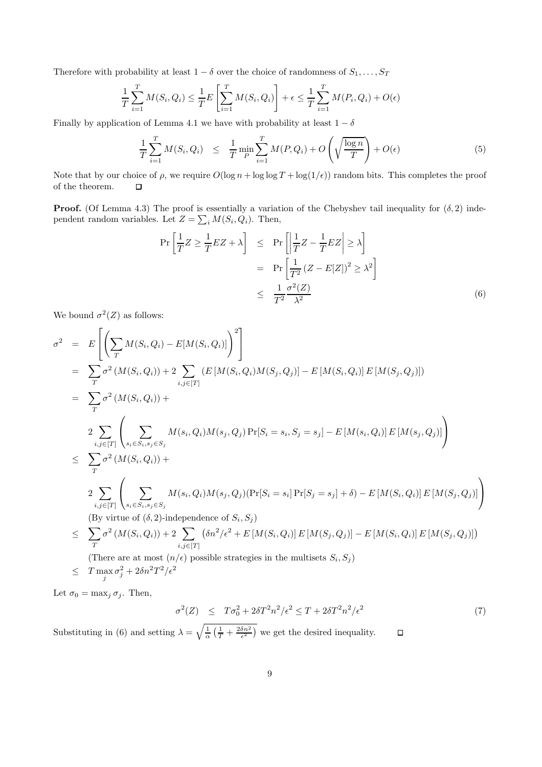Therefore with probability at least $1-\delta$ over the choice of randomness of $S_1, \ldots, S_T$

$$\frac{1}{T}\sum_{i=1}^{T} M(S_i, Q_i) \leq \frac{1}{T} E\left[\sum_{i=1}^{T} M(S_i, Q_i)\right] + \epsilon \leq \frac{1}{T}\sum_{i=1}^{T} M(P_i, Q_i) + O(\epsilon)$$

Finally by application of Lemma 4.1 we have with probability at least $1-\delta$

$$\frac{1}{T}\sum_{i=1}^{T} M(S_i, Q_i) \quad \leq \quad \frac{1}{T}\min_P \sum_{i=1}^{T} M(P, Q_i) + O\left(\sqrt{\frac{\log n}{T}}\right) + O(\epsilon) \tag{5}$$

Note that by our choice of $\rho$, we require $O(\log n + \log\log T + \log(1/\epsilon))$ random bits. This completes the proof of the theorem. $\square$

**Proof.** (Of Lemma 4.3) The proof is essentially a variation of the Chebyshev tail inequality for $(\delta, 2)$ independent random variables. Let $Z = \sum_i M(S_i, Q_i)$. Then,

$$\begin{aligned}
\Pr\left[\frac{1}{T} Z \geq \frac{1}{T} EZ + \lambda\right] &\leq \Pr\left[\left|\frac{1}{T} Z - \frac{1}{T} EZ\right| \geq \lambda\right] \\
&= \Pr\left[\frac{1}{T^2}\left(Z - E[Z]\right)^2 \geq \lambda^2\right] \\
&\leq \frac{1}{T^2}\frac{\sigma^2(Z)}{\lambda^2} \qquad (6)
\end{aligned}$$

We bound $\sigma^2(Z)$ as follows:

$$\begin{aligned}
\sigma^2 &= E\left[\left(\sum_T M(S_i, Q_i) - E[M(S_i, Q_i)]\right)^2\right] \\
&= \sum_T \sigma^2\left(M(S_i, Q_i)\right) + 2\sum_{i,j\in[T]} \left(E\left[M(S_i, Q_i) M(S_j, Q_j)\right] - E\left[M(S_i, Q_i)\right] E\left[M(S_j, Q_j)\right]\right) \\
&= \sum_T \sigma^2\left(M(S_i, Q_i)\right) + \\
&\quad 2\sum_{i,j\in[T]} \left(\sum_{s_i\in S_i, s_j\in S_j} M(s_i, Q_i) M(s_j, Q_j) \Pr[S_i = s_i, S_j = s_j] - E\left[M(s_i, Q_i)\right] E\left[M(s_j, Q_j)\right]\right) \\
&\leq \sum_T \sigma^2\left(M(S_i, Q_i)\right) + \\
&\quad 2\sum_{i,j\in[T]} \left(\sum_{s_i\in S_i, s_j\in S_j} M(s_i, Q_i) M(s_j, Q_j) (\Pr[S_i = s_i]\Pr[S_j = s_j] + \delta) - E\left[M(S_i, Q_i)\right] E\left[M(S_j, Q_j)\right]\right) \\
&\quad \text{(By virtue of } (\delta, 2)\text{-independence of } S_i, S_j) \\
&\leq \sum_T \sigma^2\left(M(S_i, Q_i)\right) + 2\sum_{i,j\in[T]} \left(\delta n^2/\epsilon^2 + E\left[M(S_i, Q_i)\right] E\left[M(S_j, Q_j)\right] - E\left[M(S_i, Q_i)\right] E\left[M(S_j, Q_j)\right]\right) \\
&\quad \text{(There are at most } (n/\epsilon) \text{ possible strategies in the multisets } S_i, S_j) \\
&\leq T\max_j \sigma_j^2 + 2\delta n^2 T^2/\epsilon^2
\end{aligned}$$

Let $\sigma_0 = \max_j \sigma_j$. Then,

$$\sigma^2(Z) \quad \leq \quad T\sigma_0^2 + 2\delta T^2 n^2/\epsilon^2 \leq T + 2\delta T^2 n^2/\epsilon^2 \tag{7}$$

Substituting in (6) and setting $\lambda = \sqrt{\frac{1}{\alpha}\left(\frac{1}{T} + \frac{2\delta n^2}{\epsilon^2}\right)}$ we get the desired inequality. $\square$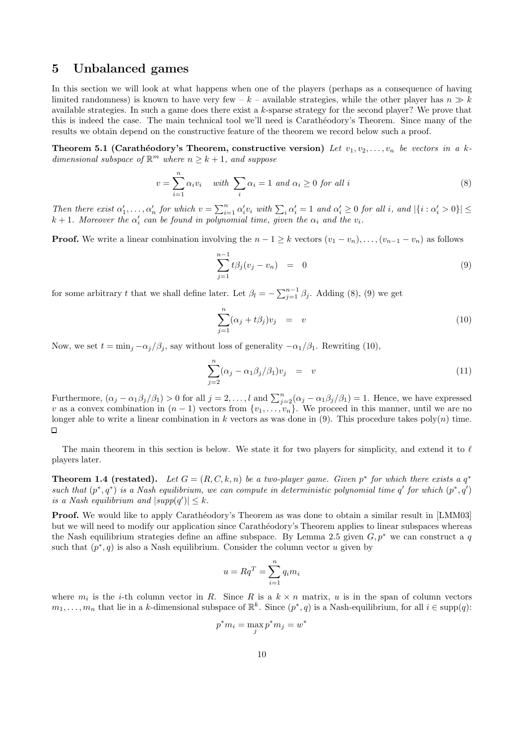## 5 Unbalanced games

In this section we will look at what happens when one of the players (perhaps as a consequence of having limited randomness) is known to have very few – $k$ – available strategies, while the other player has $n \gg k$ available strategies. In such a game does there exist a $k$-sparse strategy for the second player? We prove that this is indeed the case. The main technical tool we'll need is Carathéodory's Theorem. Since many of the results we obtain depend on the constructive feature of the theorem we record below such a proof.

**Theorem 5.1 (Carathéodory's Theorem, constructive version)** *Let $v_1, v_2, \ldots, v_n$ be vectors in a $k$-dimensional subspace of $\mathbb{R}^m$ where $n \geq k+1$, and suppose*

$$v = \sum_{i=1}^{n} \alpha_i v_i \quad \text{with } \sum_i \alpha_i = 1 \text{ and } \alpha_i \geq 0 \text{ for all } i \tag{8}$$

*Then there exist $\alpha_1', \ldots, \alpha_n'$ for which $v = \sum_{i=1}^{n} \alpha_i' v_i$ with $\sum_i \alpha_i' = 1$ and $\alpha_i' \geq 0$ for all $i$, and $|\{i : \alpha_i' > 0\}| \leq k+1$. Moreover the $\alpha_i'$ can be found in polynomial time, given the $\alpha_i$ and the $v_i$.*

**Proof.** We write a linear combination involving the $n-1 \geq k$ vectors $(v_1 - v_n), \ldots, (v_{n-1} - v_n)$ as follows

$$\sum_{j=1}^{n-1} t\beta_j (v_j - v_n) \quad = \quad 0 \tag{9}$$

for some arbitrary $t$ that we shall define later. Let $\beta_l = -\sum_{j=1}^{n-1} \beta_j$. Adding (8), (9) we get

$$\sum_{j=1}^{n} (\alpha_j + t\beta_j) v_j \quad = \quad v \tag{10}$$

Now, we set $t = \min_j -\alpha_j/\beta_j$, say without loss of generality $-\alpha_1/\beta_1$. Rewriting (10),

$$\sum_{j=2}^{n} (\alpha_j - \alpha_1\beta_j/\beta_1) v_j \quad = \quad v \tag{11}$$

Furthermore, $(\alpha_j - \alpha_1\beta_j/\beta_1) > 0$ for all $j = 2, \ldots, l$ and $\sum_{j=2}^{n} (\alpha_j - \alpha_1\beta_j/\beta_1) = 1$. Hence, we have expressed $v$ as a convex combination in $(n-1)$ vectors from $\{v_1, \ldots, v_n\}$. We proceed in this manner, until we are no longer able to write a linear combination in $k$ vectors as was done in (9). This procedure takes $\text{poly}(n)$ time. $\square$

The main theorem in this section is below. We state it for two players for simplicity, and extend it to $\ell$ players later.

**Theorem 1.4 (restated).** *Let $G = (R, C, k, n)$ be a two-player game. Given $p^*$ for which there exists a $q^*$ such that $(p^*, q^*)$ is a Nash equilibrium, we can compute in deterministic polynomial time $q'$ for which $(p^*, q')$ is a Nash equilibrium and $|supp(q')| \leq k$.*

**Proof.** We would like to apply Carathéodory's Theorem as was done to obtain a similar result in [LMM03] but we will need to modify our application since Carathéodory's Theorem applies to linear subspaces whereas the Nash equilibrium strategies define an affine subspace. By Lemma 2.5 given $G, p^*$ we can construct a $q$ such that $(p^*, q)$ is also a Nash equilibrium. Consider the column vector $u$ given by

$$u = Rq^T = \sum_{i=1}^{n} q_i m_i$$

where $m_i$ is the $i$-th column vector in $R$. Since $R$ is a $k \times n$ matrix, $u$ is in the span of column vectors $m_1, \ldots, m_n$ that lie in a $k$-dimensional subspace of $\mathbb{R}^k$. Since $(p^*, q)$ is a Nash-equilibrium, for all $i \in \text{supp}(q)$:

$$p^* m_i = \max_j p^* m_j = w^*$$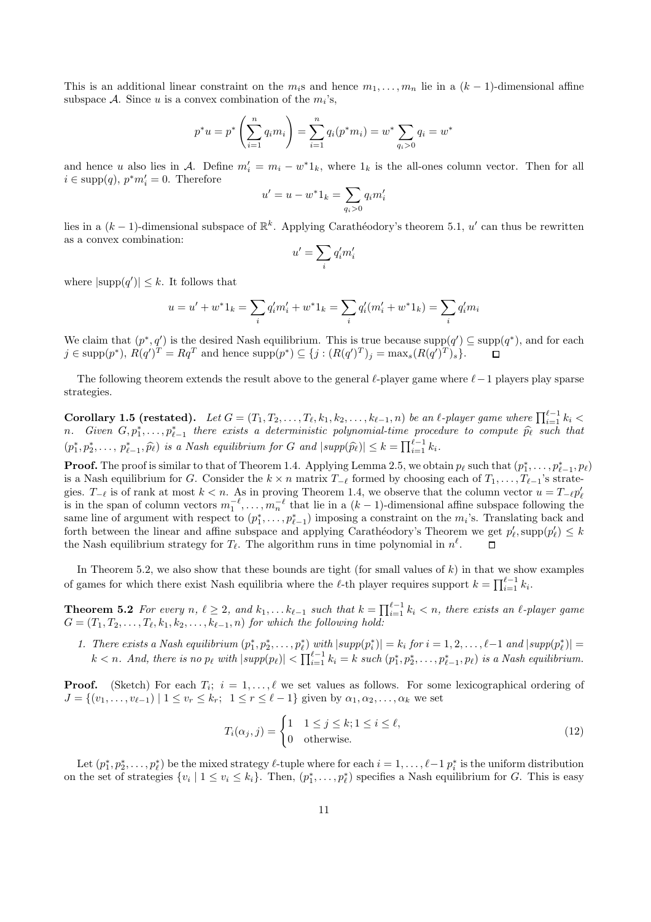This is an additional linear constraint on the $m_i$s and hence $m_1, \ldots, m_n$ lie in a $(k-1)$-dimensional affine subspace $\mathcal{A}$. Since $u$ is a convex combination of the $m_i$'s,

$$p^* u = p^* \left( \sum_{i=1}^{n} q_i m_i \right) = \sum_{i=1}^{n} q_i (p^* m_i) = w^* \sum_{q_i > 0} q_i = w^*$$

and hence $u$ also lies in $\mathcal{A}$. Define $m'_i = m_i - w^* 1_k$, where $1_k$ is the all-ones column vector. Then for all $i \in \text{supp}(q)$, $p^* m'_i = 0$. Therefore

$$u' = u - w^* 1_k = \sum_{q_i > 0} q_i m'_i$$

lies in a $(k-1)$-dimensional subspace of $\mathbb{R}^k$. Applying Carathéodory's theorem 5.1, $u'$ can thus be rewritten as a convex combination:

$$u' = \sum_i q'_i m'_i$$

where $|\text{supp}(q')| \le k$. It follows that

$$u = u' + w^* 1_k = \sum_i q'_i m'_i + w^* 1_k = \sum_i q'_i (m'_i + w^* 1_k) = \sum_i q'_i m_i$$

We claim that $(p^*, q')$ is the desired Nash equilibrium. This is true because $\text{supp}(q') \subseteq \text{supp}(q^*)$, and for each $j \in \text{supp}(p^*)$, $R(q')^T = Rq^T$ and hence $\text{supp}(p^*) \subseteq \{j : (R(q')^T)_j = \max_s (R(q')^T)_s\}$. $\square$

The following theorem extends the result above to the general $\ell$-player game where $\ell - 1$ players play sparse strategies.

**Corollary 1.5 (restated).** *Let $G = (T_1, T_2, \ldots, T_\ell, k_1, k_2, \ldots, k_{\ell-1}, n)$ be an $\ell$-player game where $\prod_{i=1}^{\ell-1} k_i < n$. Given $G, p_1^*, \ldots, p_{\ell-1}^*$ there exists a deterministic polynomial-time procedure to compute $\widehat{p}_\ell$ such that $(p_1^*, p_2^*, \ldots, p_{\ell-1}^*, \widehat{p}_\ell)$ is a Nash equilibrium for $G$ and $|supp(\widehat{p}_\ell)| \le k = \prod_{i=1}^{\ell-1} k_i$.*

**Proof.** The proof is similar to that of Theorem 1.4. Applying Lemma 2.5, we obtain $p_\ell$ such that $(p_1^*, \ldots, p_{\ell-1}^*, p_\ell)$ is a Nash equilibrium for $G$. Consider the $k \times n$ matrix $T_{-\ell}$ formed by choosing each of $T_1, \ldots, T_{\ell-1}$'s strategies. $T_{-\ell}$ is of rank at most $k < n$. As in proving Theorem 1.4, we observe that the column vector $u = T_{-\ell} p'_\ell$ is in the span of column vectors $m_1^{-\ell}, \ldots, m_n^{-\ell}$ that lie in a $(k-1)$-dimensional affine subspace following the same line of argument with respect to $(p_1^*, \ldots, p_{\ell-1}^*)$ imposing a constraint on the $m_i$'s. Translating back and forth between the linear and affine subspace and applying Carathéodory's Theorem we get $p'_\ell, \text{supp}(p'_\ell) \le k$ the Nash equilibrium strategy for $T_\ell$. The algorithm runs in time polynomial in $n^\ell$. $\square$

In Theorem 5.2, we also show that these bounds are tight (for small values of $k$) in that we show examples of games for which there exist Nash equilibria where the $\ell$-th player requires support $k = \prod_{i=1}^{\ell-1} k_i$.

**Theorem 5.2** *For every $n$, $\ell \ge 2$, and $k_1, \ldots k_{\ell-1}$ such that $k = \prod_{i=1}^{\ell-1} k_i < n$, there exists an $\ell$-player game $G = (T_1, T_2, \ldots, T_\ell, k_1, k_2, \ldots, k_{\ell-1}, n)$ for which the following hold:*

1. *There exists a Nash equilibrium $(p_1^*, p_2^*, \ldots, p_\ell^*)$ with $|supp(p_i^*)| = k_i$ for $i = 1, 2, \ldots, \ell-1$ and $|supp(p_\ell^*)| = k < n$. And, there is no $p_\ell$ with $|supp(p_\ell)| < \prod_{i=1}^{\ell-1} k_i = k$ such $(p_1^*, p_2^*, \ldots, p_{\ell-1}^*, p_\ell)$ is a Nash equilibrium.*

**Proof.** (Sketch) For each $T_i$; $i = 1, \ldots, \ell$ we set values as follows. For some lexicographical ordering of $J = \{(v_1, \ldots, v_{\ell-1}) \mid 1 \le v_r \le k_r; \; 1 \le r \le \ell - 1\}$ given by $\alpha_1, \alpha_2, \ldots, \alpha_k$ we set

$$T_i(\alpha_j, j) = \begin{cases} 1 & 1 \le j \le k; 1 \le i \le \ell, \\ 0 & \text{otherwise.} \end{cases} \tag{12}$$

Let $(p_1^*, p_2^*, \ldots, p_\ell^*)$ be the mixed strategy $\ell$-tuple where for each $i = 1, \ldots, \ell-1$ $p_i^*$ is the uniform distribution on the set of strategies $\{v_i \mid 1 \le v_i \le k_i\}$. Then, $(p_1^*, \ldots, p_\ell^*)$ specifies a Nash equilibrium for $G$. This is easy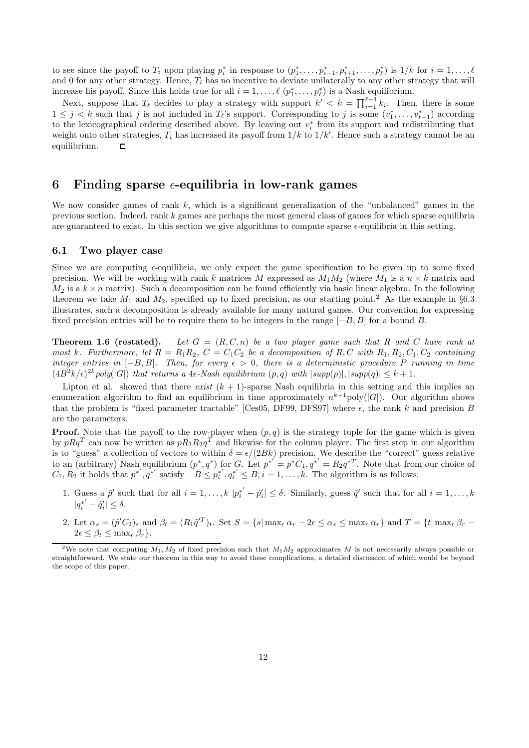to see since the payoff to $T_i$ upon playing $p_i^*$ in response to $(p_1^*, \ldots, p_{i-1}^*, p_{i+1}^*, \ldots, p_\ell^*)$ is $1/k$ for $i = 1, \ldots, \ell$ and 0 for any other strategy. Hence, $T_i$ has no incentive to deviate unilaterally to any other strategy that will increase his payoff. Since this holds true for all $i = 1, \ldots, \ell$ $(p_1^*, \ldots, p_\ell^*)$ is a Nash equilibrium.

Next, suppose that $T_\ell$ decides to play a strategy with support $k' < k = \prod_{i=1}^{\ell-1} k_i$. Then, there is some $1 \leq j < k$ such that $j$ is not included in $T_\ell$'s support. Corresponding to $j$ is some $(v_1^*, \ldots, v_{\ell-1}^*)$ according to the lexicographical ordering described above. By leaving out $v_i^*$ from its support and redistributing that weight onto other strategies, $T_i$ has increased its payoff from $1/k$ to $1/k'$. Hence such a strategy cannot be an equilibrium. □

# 6 Finding sparse $\epsilon$-equilibria in low-rank games

We now consider games of rank $k$, which is a significant generalization of the "unbalanced" games in the previous section. Indeed, rank $k$ games are perhaps the most general class of games for which sparse equilibria are guaranteed to exist. In this section we give algorithms to compute sparse $\epsilon$-equilibria in this setting.

## 6.1 Two player case

Since we are computing $\epsilon$-equilibria, we only expect the game specification to be given up to some fixed precision. We will be working with rank $k$ matrices $M$ expressed as $M_1 M_2$ (where $M_1$ is a $n \times k$ matrix and $M_2$ is a $k \times n$ matrix). Such a decomposition can be found efficiently via basic linear algebra. In the following theorem we take $M_1$ and $M_2$, specified up to fixed precision, as our starting point.[2] As the example in §6.3 illustrates, such a decomposition is already available for many natural games. Our convention for expressing fixed precision entries will be to require them to be integers in the range $[-B, B]$ for a bound $B$.

**Theorem 1.6 (restated).** *Let $G = (R, C, n)$ be a two player game such that $R$ and $C$ have rank at most $k$. Furthermore, let $R = R_1 R_2$, $C = C_1 C_2$ be a decomposition of $R, C$ with $R_1, R_2, C_1, C_2$ containing integer entries in $[-B, B]$. Then, for every $\epsilon > 0$, there is a deterministic procedure $P$ running in time $(4B^2k/\epsilon)^{2k}poly(|G|)$ that returns a $4\epsilon$-Nash equilibrium $(p, q)$ with $|supp(p)|, |supp(q)| \leq k + 1$.*

Lipton et al. showed that there *exist* $(k+1)$-sparse Nash equilibria in this setting and this implies an enumeration algorithm to find an equilibrium in time approximately $n^{k+1}\text{poly}(|G|)$. Our algorithm shows that the problem is "fixed parameter tractable" [Ces05, DF99, DFS97] where $\epsilon$, the rank $k$ and precision $B$ are the parameters.

**Proof.** Note that the payoff to the row-player when $(p, q)$ is the strategy tuple for the game which is given by $pRq^T$ can now be written as $pR_1R_2q^T$ and likewise for the column player. The first step in our algorithm is to "guess" a collection of vectors to within $\delta = \epsilon/(2Bk)$ precision. We describe the "correct" guess relative to an (arbitrary) Nash equilibrium $(p^*, q^*)$ for $G$. Let $p^{*'} = p^*C_1, q^{*'} = R_2q^{*T}$. Note that from our choice of $C_1, R_2$ it holds that $p^{*'}, q^{*'}$ satisfy $-B \leq p_i^{*'}, q_i^{*'} \leq B; i = 1, \ldots, k$. The algorithm is as follows:

1. Guess a $\tilde{p}'$ such that for all $i = 1, \ldots, k$ $|p_i^{*'} - \tilde{p}_i'| \leq \delta$. Similarly, guess $\tilde{q}'$ such that for all $i = 1, \ldots, k$ $|q_i^{*'} - \tilde{q}_i'| \leq \delta$.
2. Let $\alpha_s = (\tilde{p}'C_2)_s$ and $\beta_t = (R_1\tilde{q}'^T)_t$. Set $S = \{s | \max_r \alpha_r - 2\epsilon \leq \alpha_s \leq \max_r \alpha_r\}$ and $T = \{t | \max_r \beta_r - 2\epsilon \leq \beta_t \leq \max_r \beta_r\}$.

[2] We note that computing $M_1, M_2$ of fixed precision such that $M_1M_2$ approximates $M$ is not necessarily always possible or straightforward. We state our theorem in this way to avoid these complications, a detailed discussion of which would be beyond the scope of this paper.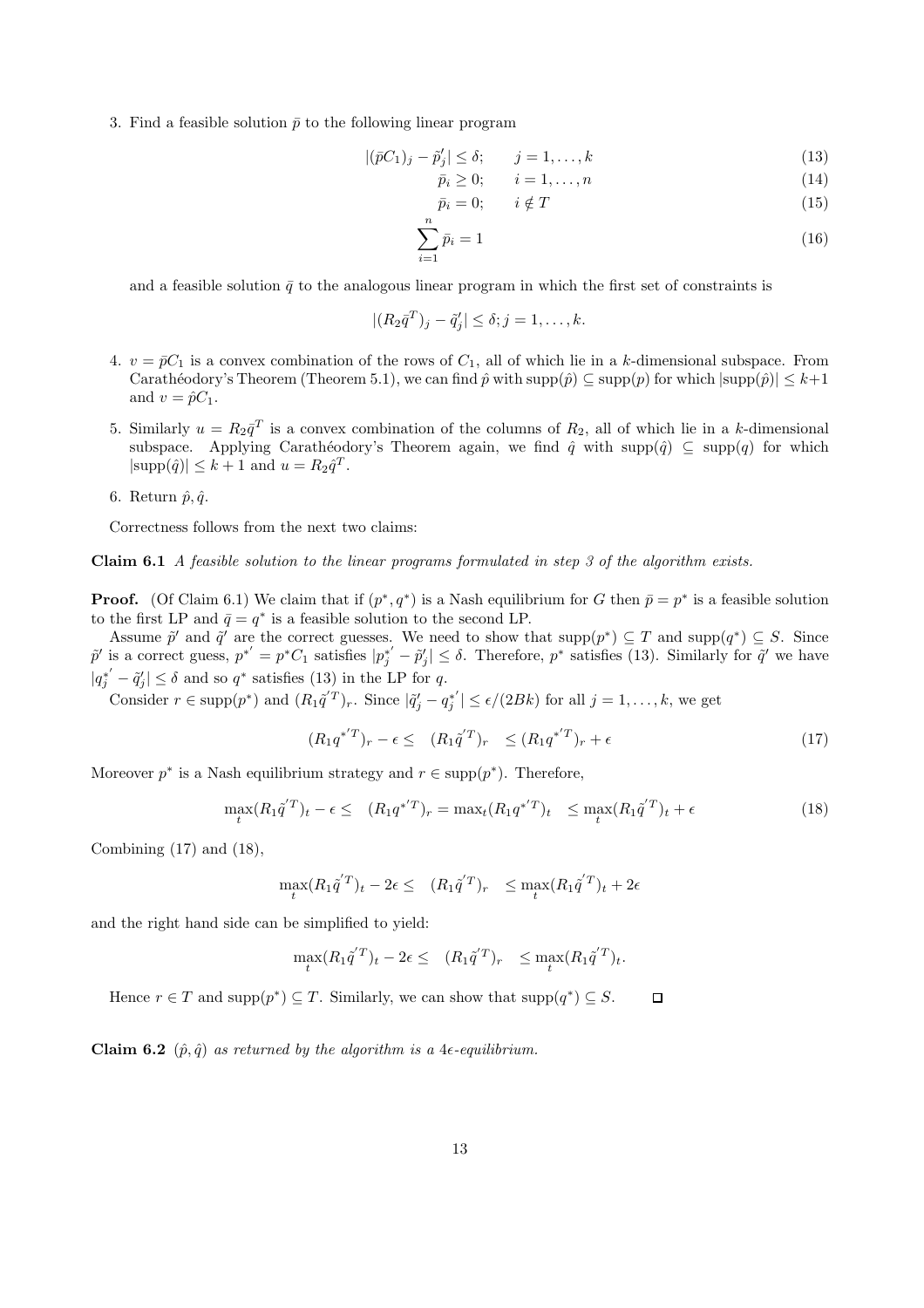3. Find a feasible solution $\bar{p}$ to the following linear program

$$|(\bar{p}C_1)_j - \tilde{p}_j'| \leq \delta; \qquad j = 1, \ldots, k \tag{13}$$

$$\bar{p}_i \geq 0; \qquad i = 1, \ldots, n \tag{14}$$

$$\bar{p}_i = 0; \qquad i \notin T \tag{15}$$

$$\sum_{i=1}^{n} \bar{p}_i = 1 \tag{16}$$

and a feasible solution $\bar{q}$ to the analogous linear program in which the first set of constraints is

$$|(R_2\bar{q}^T)_j - \tilde{q}_j'| \leq \delta; j = 1, \ldots, k.$$

4. $v = \bar{p}C_1$ is a convex combination of the rows of $C_1$, all of which lie in a $k$-dimensional subspace. From Carathéodory's Theorem (Theorem 5.1), we can find $\hat{p}$ with $\text{supp}(\hat{p}) \subseteq \text{supp}(p)$ for which $|\text{supp}(\hat{p})| \leq k+1$ and $v = \hat{p}C_1$.

5. Similarly $u = R_2\bar{q}^T$ is a convex combination of the columns of $R_2$, all of which lie in a $k$-dimensional subspace. Applying Carathéodory's Theorem again, we find $\hat{q}$ with $\text{supp}(\hat{q}) \subseteq \text{supp}(q)$ for which $|\text{supp}(\hat{q})| \leq k+1$ and $u = R_2\hat{q}^T$.

6. Return $\hat{p}, \hat{q}$.

Correctness follows from the next two claims:

**Claim 6.1** *A feasible solution to the linear programs formulated in step 3 of the algorithm exists.*

**Proof.** (Of Claim 6.1) We claim that if $(p^*, q^*)$ is a Nash equilibrium for $G$ then $\bar{p} = p^*$ is a feasible solution to the first LP and $\bar{q} = q^*$ is a feasible solution to the second LP.

Assume $\tilde{p}'$ and $\tilde{q}'$ are the correct guesses. We need to show that $\text{supp}(p^*) \subseteq T$ and $\text{supp}(q^*) \subseteq S$. Since $\tilde{p}'$ is a correct guess, $p^{*'} = p^*C_1$ satisfies $|p_j^{*'} - \tilde{p}_j'| \leq \delta$. Therefore, $p^*$ satisfies (13). Similarly for $\tilde{q}'$ we have $|q_j^{*'} - \tilde{q}_j'| \leq \delta$ and so $q^*$ satisfies (13) in the LP for $q$.

Consider $r \in \text{supp}(p^*)$ and $(R_1\tilde{q}^{'T})_r$. Since $|\tilde{q}_j' - q_j^{*'}| \leq \epsilon/(2Bk)$ for all $j = 1, \ldots, k$, we get

$$(R_1 q^{*'T})_r - \epsilon \leq \quad (R_1\tilde{q}^{'T})_r \quad \leq (R_1 q^{*'T})_r + \epsilon \tag{17}$$

Moreover $p^*$ is a Nash equilibrium strategy and $r \in \text{supp}(p^*)$. Therefore,

$$\max_t (R_1\tilde{q}^{'T})_t - \epsilon \leq \quad (R_1 q^{*'T})_r = \max_t (R_1 q^{*'T})_t \quad \leq \max_t (R_1\tilde{q}^{'T})_t + \epsilon \tag{18}$$

Combining (17) and (18),

$$\max_t (R_1\tilde{q}^{'T})_t - 2\epsilon \leq \quad (R_1\tilde{q}^{'T})_r \quad \leq \max_t (R_1\tilde{q}^{'T})_t + 2\epsilon$$

and the right hand side can be simplified to yield:

$$\max_t (R_1\tilde{q}^{'T})_t - 2\epsilon \leq \quad (R_1\tilde{q}^{'T})_r \quad \leq \max_t (R_1\tilde{q}^{'T})_t.$$

Hence $r \in T$ and $\text{supp}(p^*) \subseteq T$. Similarly, we can show that $\text{supp}(q^*) \subseteq S$. $\square$

**Claim 6.2** *$(\hat{p}, \hat{q})$ as returned by the algorithm is a $4\epsilon$-equilibrium.*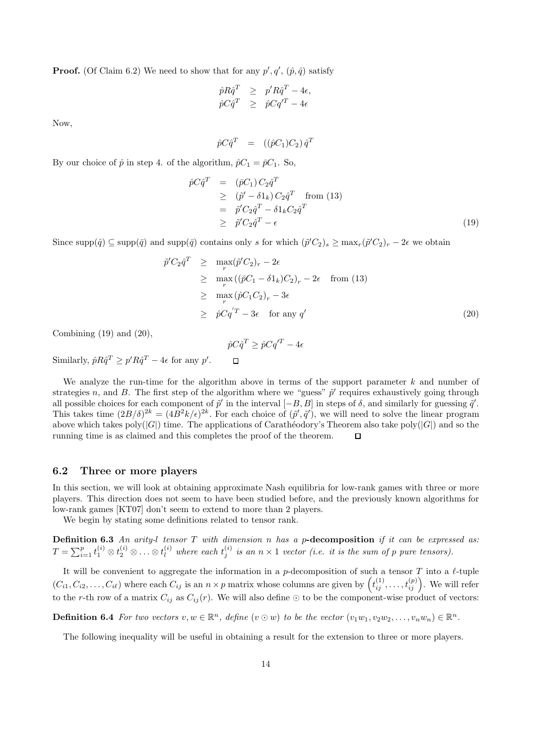**Proof.** (Of Claim 6.2) We need to show that for any $p', q'$, $(\hat{p}, \hat{q})$ satisfy

$$\begin{aligned}
\hat{p}R\hat{q}^T &\geq p'R\hat{q}^T - 4\epsilon, \\
\hat{p}C\hat{q}^T &\geq \hat{p}Cq'^T - 4\epsilon
\end{aligned}$$

Now,

$$\hat{p}C\hat{q}^T = ((\hat{p}C_1)C_2)\,\hat{q}^T$$

By our choice of $\hat{p}$ in step 4. of the algorithm, $\hat{p}C_1 = \bar{p}C_1$. So,

$$\begin{aligned}
\hat{p}C\hat{q}^T &= (\bar{p}C_1)\,C_2\hat{q}^T \\
&\geq (\tilde{p}' - \delta 1_k)\,C_2\hat{q}^T \quad \text{from (13)} \\
&= \tilde{p}'C_2\hat{q}^T - \delta 1_k C_2\hat{q}^T \\
&\geq \tilde{p}'C_2\hat{q}^T - \epsilon \qquad (19)
\end{aligned}$$

Since $\text{supp}(\hat{q}) \subseteq \text{supp}(\bar{q})$ and $\text{supp}(\bar{q})$ contains only $s$ for which $(\tilde{p}'C_2)_s \geq \max_r(\tilde{p}'C_2)_r - 2\epsilon$ we obtain

$$\begin{aligned}
\tilde{p}'C_2\hat{q}^T &\geq \max_r(\tilde{p}'C_2)_r - 2\epsilon \\
&\geq \max_r\left((\bar{p}C_1 - \delta 1_k)C_2\right)_r - 2\epsilon \quad \text{from (13)} \\
&\geq \max_r\left(\hat{p}C_1C_2\right)_r - 3\epsilon \\
&\geq \hat{p}C{q'}^T - 3\epsilon \quad \text{for any } q' \qquad (20)
\end{aligned}$$

Combining (19) and (20),

$$\hat{p}C\hat{q}^T \geq \hat{p}Cq'^T - 4\epsilon$$

Similarly, $\hat{p}R\hat{q}^T \geq p'R\hat{q}^T - 4\epsilon$ for any $p'$. □

We analyze the run-time for the algorithm above in terms of the support parameter $k$ and number of strategies $n$, and $B$. The first step of the algorithm where we "guess" $\tilde{p}'$ requires exhaustively going through all possible choices for each component of $\tilde{p}'$ in the interval $[-B, B]$ in steps of $\delta$, and similarly for guessing $\tilde{q}'$. This takes time $(2B/\delta)^{2k} = (4B^2k/\epsilon)^{2k}$. For each choice of $(\tilde{p}', \tilde{q}')$, we will need to solve the linear program above which takes poly($|G|$) time. The applications of Carathéodory's Theorem also take poly($|G|$) and so the running time is as claimed and this completes the proof of the theorem. □

## 6.2 Three or more players

In this section, we will look at obtaining approximate Nash equilibria for low-rank games with three or more players. This direction does not seem to have been studied before, and the previously known algorithms for low-rank games [KT07] don't seem to extend to more than 2 players.

We begin by stating some definitions related to tensor rank.

**Definition 6.3** *An arity-l tensor $T$ with dimension $n$ has a p-***decomposition** *if it can be expressed as: $T = \sum_{i=1}^{p} t_1^{(i)} \otimes t_2^{(i)} \otimes \ldots \otimes t_l^{(i)}$ where each $t_j^{(i)}$ is an $n \times 1$ vector (i.e. it is the sum of $p$ pure tensors).*

It will be convenient to aggregate the information in a $p$-decomposition of such a tensor $T$ into a $\ell$-tuple $(C_{i1}, C_{i2}, \ldots, C_{i\ell})$ where each $C_{ij}$ is an $n \times p$ matrix whose columns are given by $\left(t_{ij}^{(1)}, \ldots, t_{ij}^{(p)}\right)$. We will refer to the $r$-th row of a matrix $C_{ij}$ as $C_{ij}(r)$. We will also define $\odot$ to be the component-wise product of vectors:

**Definition 6.4** *For two vectors $v, w \in \mathbb{R}^n$, define $(v \odot w)$ to be the vector $(v_1w_1, v_2w_2, \ldots, v_nw_n) \in \mathbb{R}^n$.*

The following inequality will be useful in obtaining a result for the extension to three or more players.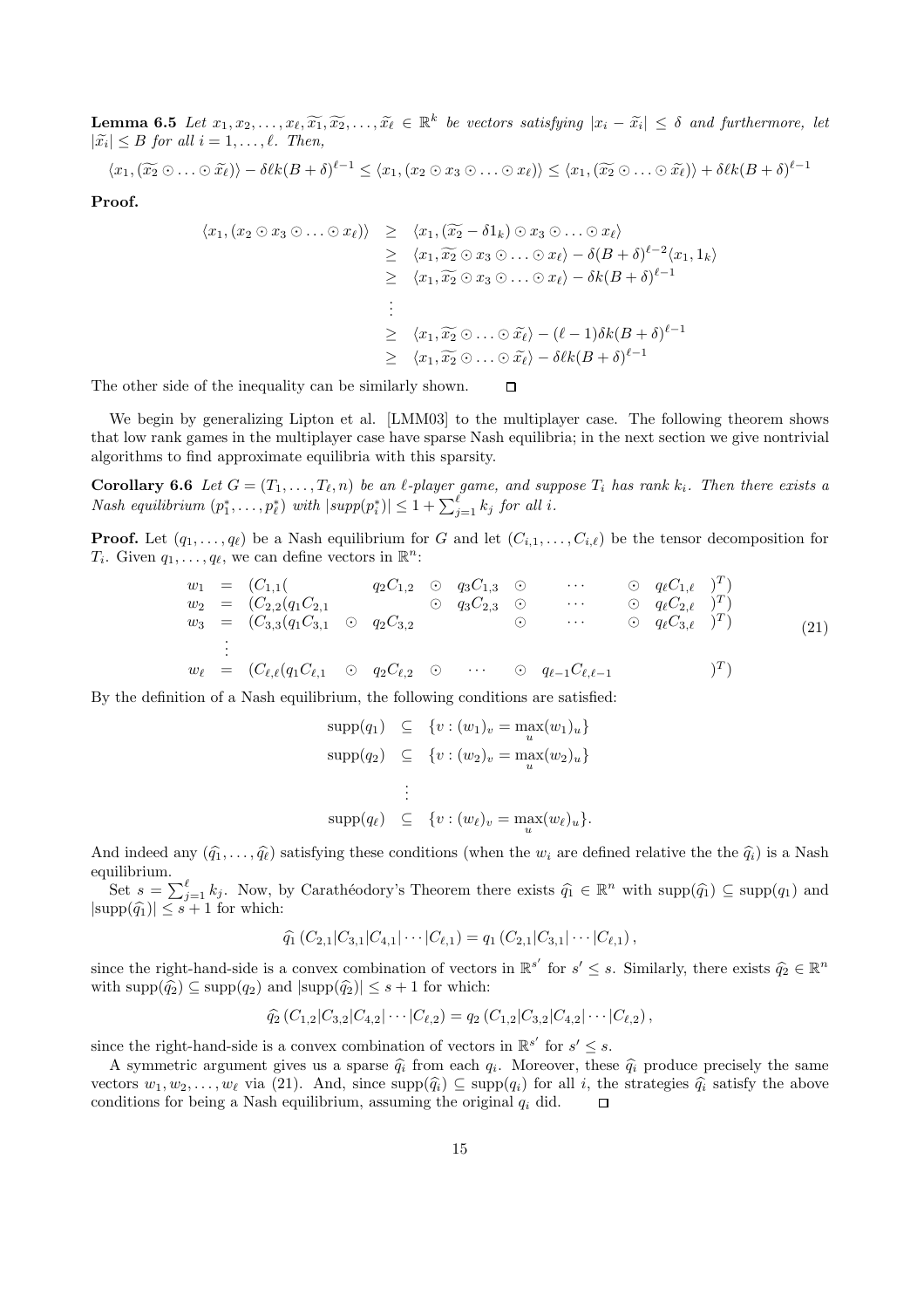**Lemma 6.5** *Let $x_1, x_2, \ldots, x_\ell, \widetilde{x_1}, \widetilde{x_2}, \ldots, \widetilde{x_\ell} \in \mathbb{R}^k$ be vectors satisfying $|x_i - \widetilde{x_i}| \leq \delta$ and furthermore, let $|\widetilde{x_i}| \leq B$ for all $i = 1, \ldots, \ell$. Then,*

$$\langle x_1, (\widetilde{x_2} \odot \ldots \odot \widetilde{x_\ell}) \rangle - \delta \ell k (B+\delta)^{\ell-1} \leq \langle x_1, (x_2 \odot x_3 \odot \ldots \odot x_\ell) \rangle \leq \langle x_1, (\widetilde{x_2} \odot \ldots \odot \widetilde{x_\ell}) \rangle + \delta \ell k (B+\delta)^{\ell-1}$$

**Proof.**

$$\begin{aligned}
\langle x_1, (x_2 \odot x_3 \odot \ldots \odot x_\ell) \rangle &\geq \langle x_1, (\widetilde{x_2} - \delta 1_k) \odot x_3 \odot \ldots \odot x_\ell \rangle \\
&\geq \langle x_1, \widetilde{x_2} \odot x_3 \odot \ldots \odot x_\ell \rangle - \delta (B+\delta)^{\ell-2} \langle x_1, 1_k \rangle \\
&\geq \langle x_1, \widetilde{x_2} \odot x_3 \odot \ldots \odot x_\ell \rangle - \delta k (B+\delta)^{\ell-1} \\
&\;\;\vdots \\
&\geq \langle x_1, \widetilde{x_2} \odot \ldots \odot \widetilde{x_\ell} \rangle - (\ell-1)\delta k (B+\delta)^{\ell-1} \\
&\geq \langle x_1, \widetilde{x_2} \odot \ldots \odot \widetilde{x_\ell} \rangle - \delta \ell k (B+\delta)^{\ell-1}
\end{aligned}$$

The other side of the inequality can be similarly shown. $\square$

We begin by generalizing Lipton et al. [LMM03] to the multiplayer case. The following theorem shows that low rank games in the multiplayer case have sparse Nash equilibria; in the next section we give nontrivial algorithms to find approximate equilibria with this sparsity.

**Corollary 6.6** *Let $G = (T_1, \ldots, T_\ell, n)$ be an $\ell$-player game, and suppose $T_i$ has rank $k_i$. Then there exists a Nash equilibrium $(p_1^*, \ldots, p_\ell^*)$ with $|supp(p_i^*)| \leq 1 + \sum_{j=1}^{\ell} k_j$ for all $i$.*

**Proof.** Let $(q_1, \ldots, q_\ell)$ be a Nash equilibrium for $G$ and let $(C_{i,1}, \ldots, C_{i,\ell})$ be the tensor decomposition for $T_i$. Given $q_1, \ldots, q_\ell$, we can define vectors in $\mathbb{R}^n$:

$$\begin{aligned}
w_1 &= (C_{1,1}( \quad q_2 C_{1,2} \odot q_3 C_{1,3} \odot \cdots \odot q_\ell C_{1,\ell})^T) \\
w_2 &= (C_{2,2}(q_1 C_{2,1} \odot q_3 C_{2,3} \odot \cdots \odot q_\ell C_{2,\ell})^T) \\
w_3 &= (C_{3,3}(q_1 C_{3,1} \odot q_2 C_{3,2} \odot \cdots \odot q_\ell C_{3,\ell})^T) \\
&\;\;\vdots \\
w_\ell &= (C_{\ell,\ell}(q_1 C_{\ell,1} \odot q_2 C_{\ell,2} \odot \cdots \odot q_{\ell-1} C_{\ell,\ell-1})^T)
\end{aligned} \tag{21}$$

By the definition of a Nash equilibrium, the following conditions are satisfied:

$$\begin{aligned}
\text{supp}(q_1) &\subseteq \{v : (w_1)_v = \max_u (w_1)_u\} \\
\text{supp}(q_2) &\subseteq \{v : (w_2)_v = \max_u (w_2)_u\} \\
&\;\;\vdots \\
\text{supp}(q_\ell) &\subseteq \{v : (w_\ell)_v = \max_u (w_\ell)_u\}.
\end{aligned}$$

And indeed any $(\widehat{q_1}, \ldots, \widehat{q_\ell})$ satisfying these conditions (when the $w_i$ are defined relative the the $\widehat{q_i}$) is a Nash equilibrium.

Set $s = \sum_{j=1}^{\ell} k_j$. Now, by Carathéodory's Theorem there exists $\widehat{q_1} \in \mathbb{R}^n$ with $\text{supp}(\widehat{q_1}) \subseteq \text{supp}(q_1)$ and $|\text{supp}(\widehat{q_1})| \leq s+1$ for which:

$$\widehat{q_1}\left(C_{2,1}|C_{3,1}|C_{4,1}|\cdots|C_{\ell,1}\right) = q_1\left(C_{2,1}|C_{3,1}|\cdots|C_{\ell,1}\right),$$

since the right-hand-side is a convex combination of vectors in $\mathbb{R}^{s'}$ for $s' \leq s$. Similarly, there exists $\widehat{q_2} \in \mathbb{R}^n$ with $\text{supp}(\widehat{q_2}) \subseteq \text{supp}(q_2)$ and $|\text{supp}(\widehat{q_2})| \leq s+1$ for which:

$$\widehat{q_2}\left(C_{1,2}|C_{3,2}|C_{4,2}|\cdots|C_{\ell,2}\right) = q_2\left(C_{1,2}|C_{3,2}|C_{4,2}|\cdots|C_{\ell,2}\right),$$

since the right-hand-side is a convex combination of vectors in $\mathbb{R}^{s'}$ for $s' \leq s$.

A symmetric argument gives us a sparse $\widehat{q_i}$ from each $q_i$. Moreover, these $\widehat{q_i}$ produce precisely the same vectors $w_1, w_2, \ldots, w_\ell$ via (21). And, since $\text{supp}(\widehat{q_i}) \subseteq \text{supp}(q_i)$ for all $i$, the strategies $\widehat{q_i}$ satisfy the above conditions for being a Nash equilibrium, assuming the original $q_i$ did. $\square$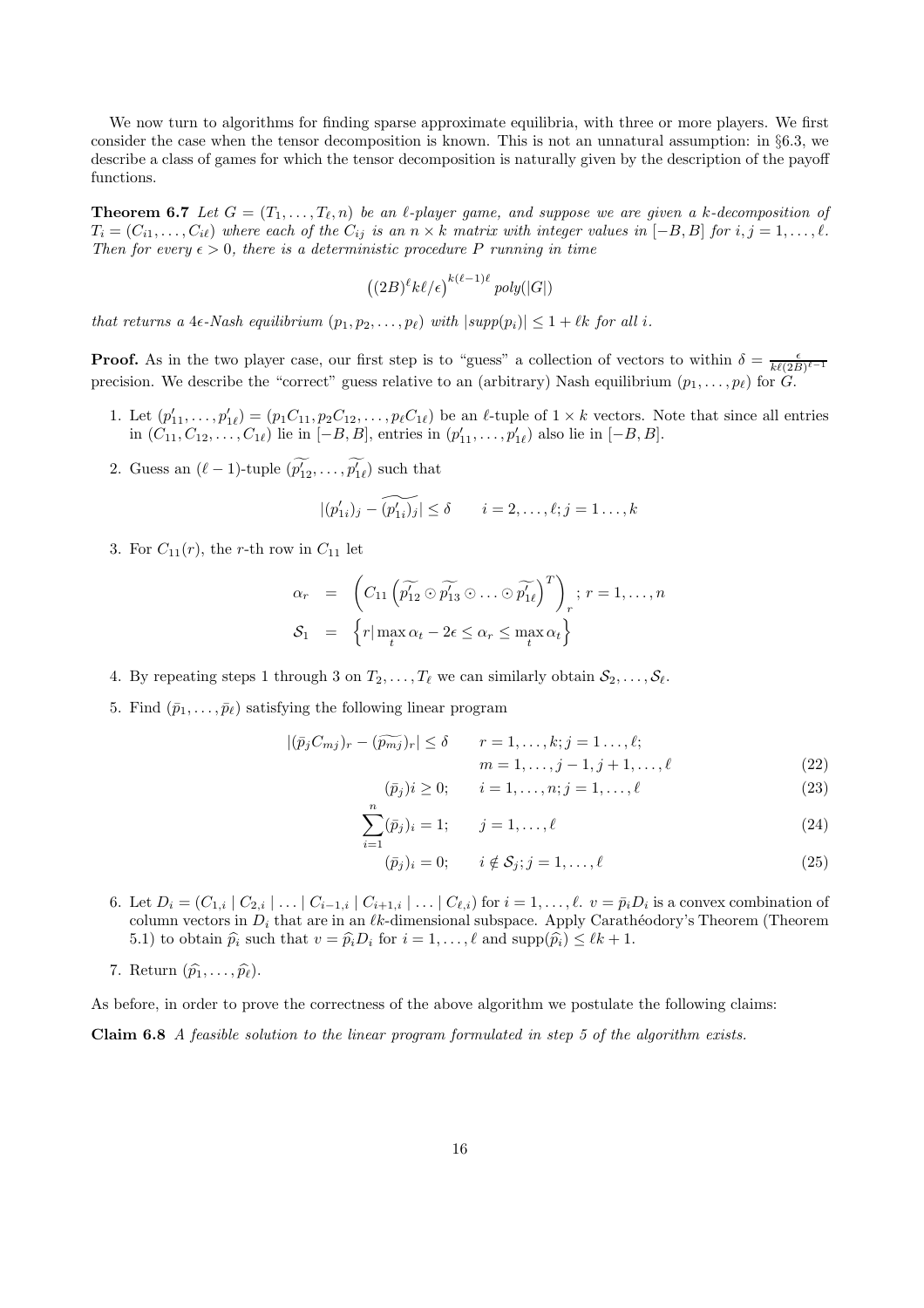We now turn to algorithms for finding sparse approximate equilibria, with three or more players. We first consider the case when the tensor decomposition is known. This is not an unnatural assumption: in §6.3, we describe a class of games for which the tensor decomposition is naturally given by the description of the payoff functions.

**Theorem 6.7** *Let $G = (T_1, \ldots, T_\ell, n)$ be an $\ell$-player game, and suppose we are given a $k$-decomposition of $T_i = (C_{i1}, \ldots, C_{i\ell})$ where each of the $C_{ij}$ is an $n \times k$ matrix with integer values in $[-B, B]$ for $i, j = 1, \ldots, \ell$. Then for every $\epsilon > 0$, there is a deterministic procedure $P$ running in time*

$$\left((2B)^\ell k\ell/\epsilon\right)^{k(\ell-1)\ell} poly(|G|)$$

*that returns a $4\epsilon$-Nash equilibrium $(p_1, p_2, \ldots, p_\ell)$ with $|supp(p_i)| \leq 1 + \ell k$ for all $i$.*

**Proof.** As in the two player case, our first step is to "guess" a collection of vectors to within $\delta = \frac{\epsilon}{k\ell(2B)^{\ell-1}}$ precision. We describe the "correct" guess relative to an (arbitrary) Nash equilibrium $(p_1, \ldots, p_\ell)$ for $G$.

1. Let $(p'_{11}, \ldots, p'_{1\ell}) = (p_1C_{11}, p_2C_{12}, \ldots, p_\ell C_{1\ell})$ be an $\ell$-tuple of $1 \times k$ vectors. Note that since all entries in $(C_{11}, C_{12}, \ldots, C_{1\ell})$ lie in $[-B, B]$, entries in $(p'_{11}, \ldots, p'_{1\ell})$ also lie in $[-B, B]$.

2. Guess an $(\ell-1)$-tuple $(\widetilde{p'_{12}}, \ldots, \widetilde{p'_{1\ell}})$ such that

$$|(p'_{1i})_j - \widetilde{(p'_{1i})_j}| \leq \delta \qquad i = 2, \ldots, \ell; j = 1 \ldots, k$$

3. For $C_{11}(r)$, the $r$-th row in $C_{11}$ let

$$\begin{aligned}
\alpha_r &= \left( C_{11} \left( \widetilde{p'_{12}} \odot \widetilde{p'_{13}} \odot \ldots \odot \widetilde{p'_{1\ell}} \right)^T \right)_r ; \; r = 1, \ldots, n \\
\mathcal{S}_1 &= \left\{ r | \max_t \alpha_t - 2\epsilon \leq \alpha_r \leq \max_t \alpha_t \right\}
\end{aligned}$$

4. By repeating steps 1 through 3 on $T_2, \ldots, T_\ell$ we can similarly obtain $\mathcal{S}_2, \ldots, \mathcal{S}_\ell$.

5. Find $(\bar{p}_1, \ldots, \bar{p}_\ell)$ satisfying the following linear program

$$\begin{aligned}
|(\bar{p}_j C_{mj})_r - (\widetilde{p_{mj}})_r| &\leq \delta \qquad r = 1, \ldots, k; j = 1 \ldots, \ell; \\
& \qquad\quad m = 1, \ldots, j-1, j+1, \ldots, \ell \qquad (22) \\
(\bar{p}_j)i &\geq 0; \qquad i = 1, \ldots, n; j = 1, \ldots, \ell \qquad (23) \\
\sum_{i=1}^{n} (\bar{p}_j)_i &= 1; \qquad j = 1, \ldots, \ell \qquad (24) \\
(\bar{p}_j)_i &= 0; \qquad i \notin \mathcal{S}_j; j = 1, \ldots, \ell \qquad (25)
\end{aligned}$$

6. Let $D_i = (C_{1,i} \mid C_{2,i} \mid \ldots \mid C_{i-1,i} \mid C_{i+1,i} \mid \ldots \mid C_{\ell,i})$ for $i = 1, \ldots, \ell$. $v = \bar{p}_i D_i$ is a convex combination of column vectors in $D_i$ that are in an $\ell k$-dimensional subspace. Apply Carathéodory's Theorem (Theorem 5.1) to obtain $\widehat{p}_i$ such that $v = \widehat{p}_i D_i$ for $i = 1, \ldots, \ell$ and $\text{supp}(\widehat{p}_i) \leq \ell k + 1$.

7. Return $(\widehat{p}_1, \ldots, \widehat{p}_\ell)$.

As before, in order to prove the correctness of the above algorithm we postulate the following claims:

**Claim 6.8** *A feasible solution to the linear program formulated in step 5 of the algorithm exists.*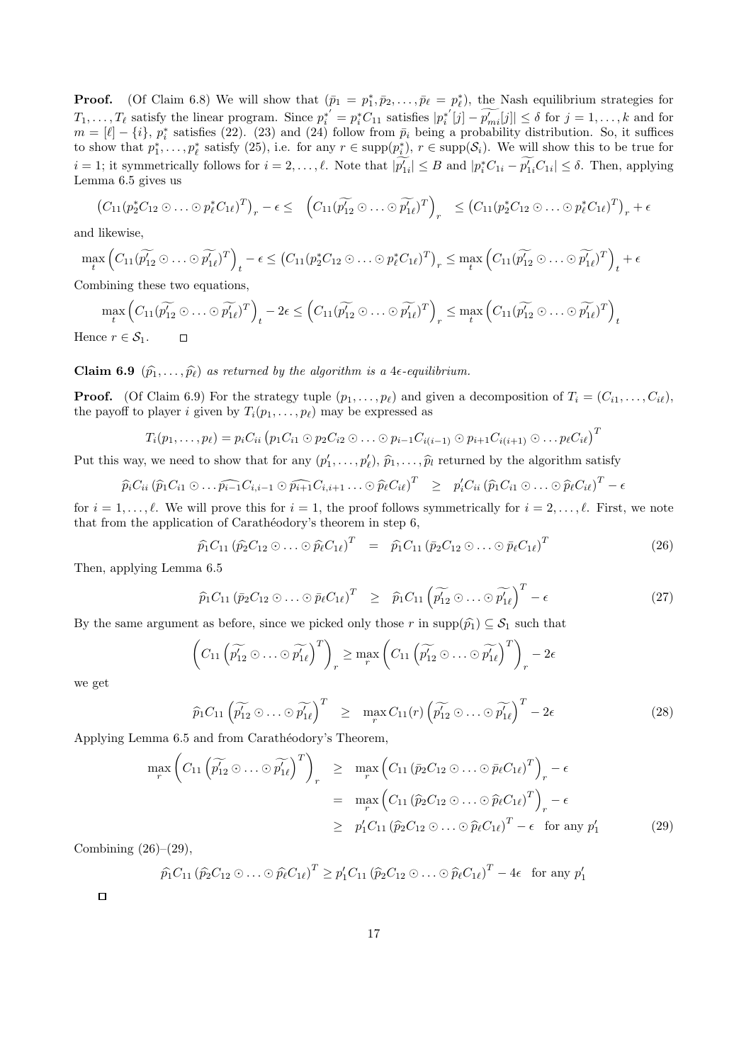**Proof.** (Of Claim 6.8) We will show that ($\bar{p}_1 = p_1^*, \bar{p}_2, \ldots, \bar{p}_\ell = p_\ell^*$), the Nash equilibrium strategies for $T_1, \ldots, T_\ell$ satisfy the linear program. Since $p_i^{*'} = p_i^* C_{11}$ satisfies $|p_i^{*'}[j] - \widetilde{p'_{mi}}[j]| \leq \delta$ for $j = 1, \ldots, k$ and for $m = [\ell] - \{i\}$, $p_i^*$ satisfies (22). (23) and (24) follow from $\bar{p}_i$ being a probability distribution. So, it suffices to show that $p_1^*, \ldots, p_\ell^*$ satisfy (25), i.e. for any $r \in \text{supp}(p_i^*)$, $r \in \text{supp}(\mathcal{S}_i)$. We will show this to be true for $i = 1$; it symmetrically follows for $i = 2, \ldots, \ell$. Note that $|\widetilde{p'_{1i}}| \leq B$ and $|p_i^* C_{1i} - \widetilde{p'_{1i}} C_{1i}| \leq \delta$. Then, applying Lemma 6.5 gives us

$$\left(C_{11}(p_2^* C_{12} \odot \ldots \odot p_\ell^* C_{1\ell})^T\right)_r - \epsilon \leq \left(C_{11}(\widetilde{p'_{12}} \odot \ldots \odot \widetilde{p'_{1\ell}})^T\right)_r \leq \left(C_{11}(p_2^* C_{12} \odot \ldots \odot p_\ell^* C_{1\ell})^T\right)_r + \epsilon$$

and likewise,

$$\max_t \left(C_{11}(\widetilde{p'_{12}} \odot \ldots \odot \widetilde{p'_{1\ell}})^T\right)_t - \epsilon \leq \left(C_{11}(p_2^* C_{12} \odot \ldots \odot p_\ell^* C_{1\ell})^T\right)_r \leq \max_t \left(C_{11}(\widetilde{p'_{12}} \odot \ldots \odot \widetilde{p'_{1\ell}})^T\right)_t + \epsilon$$

Combining these two equations,

$$\max_t \left(C_{11}(\widetilde{p'_{12}} \odot \ldots \odot \widetilde{p'_{1\ell}})^T\right)_t - 2\epsilon \leq \left(C_{11}(\widetilde{p'_{12}} \odot \ldots \odot \widetilde{p'_{1\ell}})^T\right)_r \leq \max_t \left(C_{11}(\widetilde{p'_{12}} \odot \ldots \odot \widetilde{p'_{1\ell}})^T\right)_t$$

Hence $r \in \mathcal{S}_1$. □

**Claim 6.9** *$(\widehat{p}_1, \ldots, \widehat{p}_\ell)$ as returned by the algorithm is a $4\epsilon$-equilibrium.*

**Proof.** (Of Claim 6.9) For the strategy tuple $(p_1, \ldots, p_\ell)$ and given a decomposition of $T_i = (C_{i1}, \ldots, C_{i\ell})$, the payoff to player $i$ given by $T_i(p_1, \ldots, p_\ell)$ may be expressed as

$$T_i(p_1, \ldots, p_\ell) = p_i C_{ii} \left(p_1 C_{i1} \odot p_2 C_{i2} \odot \ldots \odot p_{i-1} C_{i(i-1)} \odot p_{i+1} C_{i(i+1)} \odot \ldots p_\ell C_{i\ell}\right)^T$$

Put this way, we need to show that for any $(p'_1, \ldots, p'_\ell)$, $\widehat{p}_1, \ldots, \widehat{p}_l$ returned by the algorithm satisfy

$$\widehat{p}_i C_{ii} \left(\widehat{p}_1 C_{i1} \odot \ldots \widehat{p_{i-1}} C_{i,i-1} \odot \widehat{p_{i+1}} C_{i,i+1} \ldots \odot \widehat{p}_\ell C_{i\ell}\right)^T \quad \geq \quad p'_i C_{ii} \left(\widehat{p}_1 C_{i1} \odot \ldots \odot \widehat{p}_\ell C_{i\ell}\right)^T - \epsilon$$

for $i = 1, \ldots, \ell$. We will prove this for $i = 1$, the proof follows symmetrically for $i = 2, \ldots, \ell$. First, we note that from the application of Carathéodory's theorem in step 6,

$$\widehat{p}_1 C_{11} \left(\widehat{p}_2 C_{12} \odot \ldots \odot \widehat{p}_\ell C_{1\ell}\right)^T \quad = \quad \widehat{p}_1 C_{11} \left(\bar{p}_2 C_{12} \odot \ldots \odot \bar{p}_\ell C_{1\ell}\right)^T \tag{26}$$

Then, applying Lemma 6.5

$$\widehat{p}_1 C_{11} \left(\bar{p}_2 C_{12} \odot \ldots \odot \bar{p}_\ell C_{1\ell}\right)^T \quad \geq \quad \widehat{p}_1 C_{11} \left(\widetilde{p'_{12}} \odot \ldots \odot \widetilde{p'_{1\ell}}\right)^T - \epsilon \tag{27}$$

By the same argument as before, since we picked only those $r$ in $\text{supp}(\widehat{p}_1) \subseteq \mathcal{S}_1$ such that

$$\left(C_{11}\left(\widetilde{p'_{12}} \odot \ldots \odot \widetilde{p'_{1\ell}}\right)^T\right)_r \geq \max_r \left(C_{11}\left(\widetilde{p'_{12}} \odot \ldots \odot \widetilde{p'_{1\ell}}\right)^T\right)_r - 2\epsilon$$

we get

$$\widehat{p}_1 C_{11} \left(\widetilde{p'_{12}} \odot \ldots \odot \widetilde{p'_{1\ell}}\right)^T \quad \geq \quad \max_r C_{11}(r) \left(\widetilde{p'_{12}} \odot \ldots \odot \widetilde{p'_{1\ell}}\right)^T - 2\epsilon \tag{28}$$

Applying Lemma 6.5 and from Carathéodory's Theorem,

$$\begin{aligned}
\max_r \left(C_{11}\left(\widetilde{p'_{12}} \odot \ldots \odot \widetilde{p'_{1\ell}}\right)^T\right)_r \quad &\geq \quad \max_r \left(C_{11}\left(\bar{p}_2 C_{12} \odot \ldots \odot \bar{p}_\ell C_{1\ell}\right)^T\right)_r - \epsilon \\
&= \quad \max_r \left(C_{11}\left(\widehat{p}_2 C_{12} \odot \ldots \odot \widehat{p}_\ell C_{1\ell}\right)^T\right)_r - \epsilon \\
&\geq \quad p'_1 C_{11} \left(\widehat{p}_2 C_{12} \odot \ldots \odot \widehat{p}_\ell C_{1\ell}\right)^T - \epsilon \quad \text{for any } p'_1
\end{aligned} \tag{29}$$

Combining (26)–(29),

$$\widehat{p}_1 C_{11} \left(\widehat{p}_2 C_{12} \odot \ldots \odot \widehat{p}_\ell C_{1\ell}\right)^T \geq p'_1 C_{11} \left(\widehat{p}_2 C_{12} \odot \ldots \odot \widehat{p}_\ell C_{1\ell}\right)^T - 4\epsilon \quad \text{for any } p'_1$$

□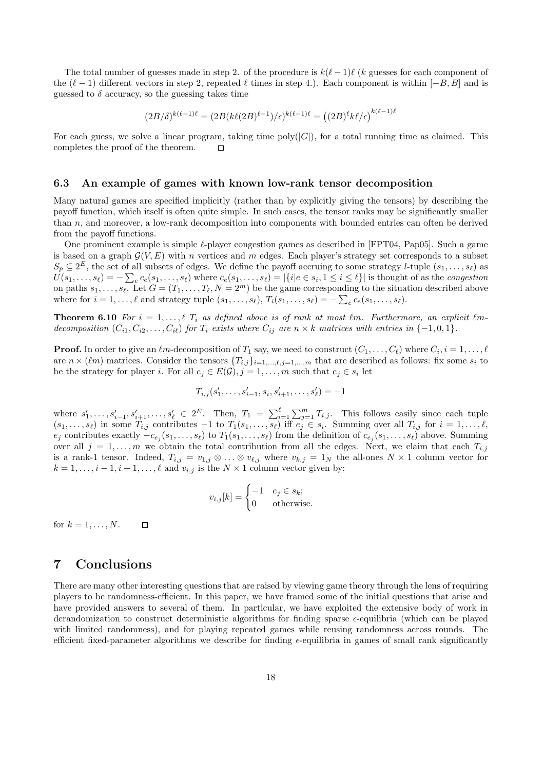The total number of guesses made in step 2. of the procedure is $k(\ell-1)\ell$ ($k$ guesses for each component of the $(\ell-1)$ different vectors in step 2, repeated $\ell$ times in step 4.). Each component is within $[-B, B]$ and is guessed to $\delta$ accuracy, so the guessing takes time

$$(2B/\delta)^{k(\ell-1)\ell} = (2B(k\ell(2B)^{\ell-1})/\epsilon)^{k(\ell-1)\ell} = \left((2B)^{\ell}k\ell/\epsilon\right)^{k(\ell-1)\ell}$$

For each guess, we solve a linear program, taking time poly($|G|$), for a total running time as claimed. This completes the proof of the theorem. $\square$

### 6.3 An example of games with known low-rank tensor decomposition

Many natural games are specified implicitly (rather than by explicitly giving the tensors) by describing the payoff function, which itself is often quite simple. In such cases, the tensor ranks may be significantly smaller than $n$, and moreover, a low-rank decomposition into components with bounded entries can often be derived from the payoff functions.

One prominent example is simple $\ell$-player congestion games as described in [FPT04, Pap05]. Such a game is based on a graph $\mathcal{G}(V, E)$ with $n$ vertices and $m$ edges. Each player's strategy set corresponds to a subset $S_p \subseteq 2^E$, the set of all subsets of edges. We define the payoff accruing to some strategy $l$-tuple $(s_1, \ldots, s_\ell)$ as $U(s_1, \ldots, s_\ell) = -\sum_e c_e(s_1, \ldots, s_\ell)$ where $c_e(s_1, \ldots, s_\ell) = |\{i | e \in s_i, 1 \leq i \leq \ell\}|$ is thought of as the *congestion* on paths $s_1, \ldots, s_\ell$. Let $G = (T_1, \ldots, T_\ell, N = 2^m)$ be the game corresponding to the situation described above where for $i = 1, \ldots, \ell$ and strategy tuple $(s_1, \ldots, s_\ell)$, $T_i(s_1, \ldots, s_\ell) = -\sum_e c_e(s_1, \ldots, s_\ell)$.

**Theorem 6.10** *For $i = 1, \ldots, \ell$ $T_i$ as defined above is of rank at most $\ell m$. Furthermore, an explicit $\ell m$-decomposition $(C_{i1}, C_{i2}, \ldots, C_{i\ell})$ for $T_i$ exists where $C_{ij}$ are $n \times k$ matrices with entries in $\{-1, 0, 1\}$.*

**Proof.** In order to give an $\ell m$-decomposition of $T_1$ say, we need to construct $(C_1, \ldots, C_\ell)$ where $C_i, i = 1, \ldots, \ell$ are $n \times (\ell m)$ matrices. Consider the tensors $\{T_{i,j}\}_{i=1,\ldots,\ell, j=1,\ldots,m}$ that are described as follows: fix some $s_i$ to be the strategy for player $i$. For all $e_j \in E(\mathcal{G}), j = 1, \ldots, m$ such that $e_j \in s_i$ let

$$T_{i,j}(s'_1, \ldots, s'_{i-1}, s_i, s'_{i+1}, \ldots, s'_\ell) = -1$$

where $s'_1, \ldots, s'_{i-1}, s'_{i+1}, \ldots, s'_\ell \in 2^E$. Then, $T_1 = \sum_{i=1}^{\ell} \sum_{j=1}^{m} T_{i,j}$. This follows easily since each tuple $(s_1, \ldots, s_\ell)$ in some $T_{i,j}$ contributes $-1$ to $T_1(s_1, \ldots, s_\ell)$ iff $e_j \in s_i$. Summing over all $T_{i,j}$ for $i = 1, \ldots, \ell$, $e_j$ contributes exactly $-c_{e_j}(s_1, \ldots, s_\ell)$ to $T_1(s_1, \ldots, s_\ell)$ from the definition of $c_{e_j}(s_1, \ldots, s_\ell)$ above. Summing over all $j = 1, \ldots, m$ we obtain the total contribution from all the edges. Next, we claim that each $T_{i,j}$ is a rank-1 tensor. Indeed, $T_{i,j} = v_{1,j} \otimes \ldots \otimes v_{\ell,j}$ where $v_{k,j} = 1_N$ the all-ones $N \times 1$ column vector for $k = 1, \ldots, i-1, i+1, \ldots, \ell$ and $v_{i,j}$ is the $N \times 1$ column vector given by:

$$v_{i,j}[k] = \begin{cases} -1 & e_j \in s_k; \\ 0 & \text{otherwise.} \end{cases}$$

for $k = 1, \ldots, N$. $\square$

## 7 Conclusions

There are many other interesting questions that are raised by viewing game theory through the lens of requiring players to be randomness-efficient. In this paper, we have framed some of the initial questions that arise and have provided answers to several of them. In particular, we have exploited the extensive body of work in derandomization to construct deterministic algorithms for finding sparse $\epsilon$-equilibria (which can be played with limited randomness), and for playing repeated games while reusing randomness across rounds. The efficient fixed-parameter algorithms we describe for finding $\epsilon$-equilibria in games of small rank significantly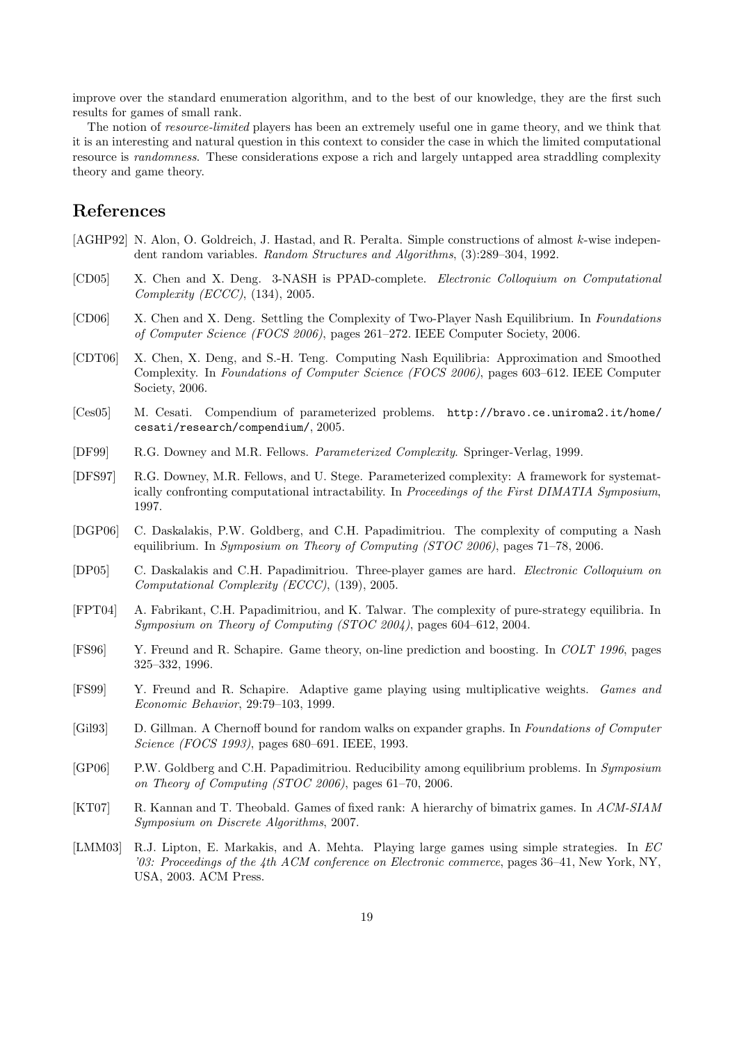improve over the standard enumeration algorithm, and to the best of our knowledge, they are the first such results for games of small rank.

The notion of *resource-limited* players has been an extremely useful one in game theory, and we think that it is an interesting and natural question in this context to consider the case in which the limited computational resource is *randomness*. These considerations expose a rich and largely untapped area straddling complexity theory and game theory.

## References

[AGHP92] N. Alon, O. Goldreich, J. Hastad, and R. Peralta. Simple constructions of almost $k$-wise independent random variables. *Random Structures and Algorithms*, (3):289–304, 1992.

[CD05] X. Chen and X. Deng. 3-NASH is PPAD-complete. *Electronic Colloquium on Computational Complexity (ECCC)*, (134), 2005.

[CD06] X. Chen and X. Deng. Settling the Complexity of Two-Player Nash Equilibrium. In *Foundations of Computer Science (FOCS 2006)*, pages 261–272. IEEE Computer Society, 2006.

[CDT06] X. Chen, X. Deng, and S.-H. Teng. Computing Nash Equilibria: Approximation and Smoothed Complexity. In *Foundations of Computer Science (FOCS 2006)*, pages 603–612. IEEE Computer Society, 2006.

[Ces05] M. Cesati. Compendium of parameterized problems. `http://bravo.ce.uniroma2.it/home/cesati/research/compendium/`, 2005.

[DF99] R.G. Downey and M.R. Fellows. *Parameterized Complexity*. Springer-Verlag, 1999.

[DFS97] R.G. Downey, M.R. Fellows, and U. Stege. Parameterized complexity: A framework for systematically confronting computational intractability. In *Proceedings of the First DIMATIA Symposium*, 1997.

[DGP06] C. Daskalakis, P.W. Goldberg, and C.H. Papadimitriou. The complexity of computing a Nash equilibrium. In *Symposium on Theory of Computing (STOC 2006)*, pages 71–78, 2006.

[DP05] C. Daskalakis and C.H. Papadimitriou. Three-player games are hard. *Electronic Colloquium on Computational Complexity (ECCC)*, (139), 2005.

[FPT04] A. Fabrikant, C.H. Papadimitriou, and K. Talwar. The complexity of pure-strategy equilibria. In *Symposium on Theory of Computing (STOC 2004)*, pages 604–612, 2004.

[FS96] Y. Freund and R. Schapire. Game theory, on-line prediction and boosting. In *COLT 1996*, pages 325–332, 1996.

[FS99] Y. Freund and R. Schapire. Adaptive game playing using multiplicative weights. *Games and Economic Behavior*, 29:79–103, 1999.

[Gil93] D. Gillman. A Chernoff bound for random walks on expander graphs. In *Foundations of Computer Science (FOCS 1993)*, pages 680–691. IEEE, 1993.

[GP06] P.W. Goldberg and C.H. Papadimitriou. Reducibility among equilibrium problems. In *Symposium on Theory of Computing (STOC 2006)*, pages 61–70, 2006.

[KT07] R. Kannan and T. Theobald. Games of fixed rank: A hierarchy of bimatrix games. In *ACM-SIAM Symposium on Discrete Algorithms*, 2007.

[LMM03] R.J. Lipton, E. Markakis, and A. Mehta. Playing large games using simple strategies. In *EC '03: Proceedings of the 4th ACM conference on Electronic commerce*, pages 36–41, New York, NY, USA, 2003. ACM Press.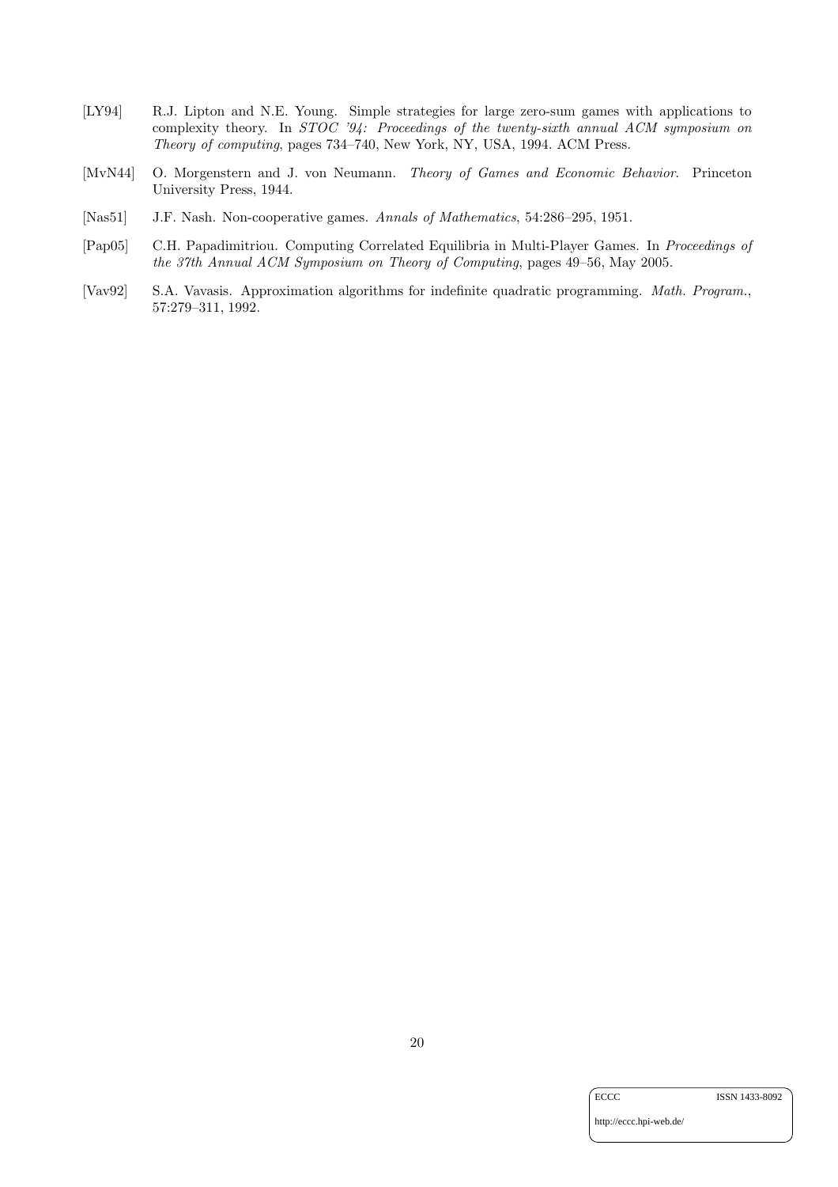[LY94] R.J. Lipton and N.E. Young. Simple strategies for large zero-sum games with applications to complexity theory. In *STOC '94: Proceedings of the twenty-sixth annual ACM symposium on Theory of computing*, pages 734–740, New York, NY, USA, 1994. ACM Press.

[MvN44] O. Morgenstern and J. von Neumann. *Theory of Games and Economic Behavior*. Princeton University Press, 1944.

[Nas51] J.F. Nash. Non-cooperative games. *Annals of Mathematics*, 54:286–295, 1951.

[Pap05] C.H. Papadimitriou. Computing Correlated Equilibria in Multi-Player Games. In *Proceedings of the 37th Annual ACM Symposium on Theory of Computing*, pages 49–56, May 2005.

[Vav92] S.A. Vavasis. Approximation algorithms for indefinite quadratic programming. *Math. Program.*, 57:279–311, 1992.

ECCC ISSN 1433-8092

http://eccc.hpi-web.de/